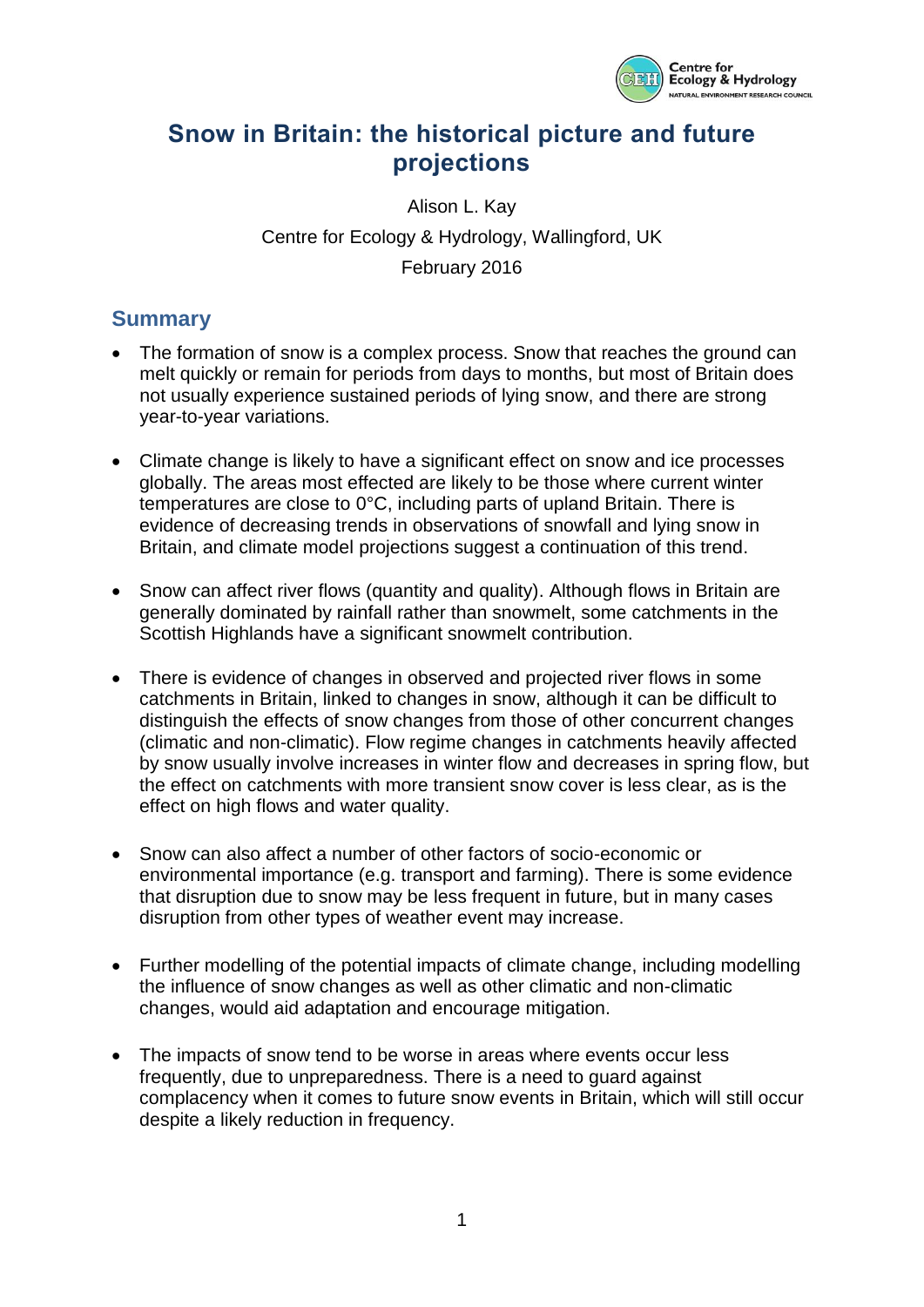# Snow in Britain: the historical picture and future projections

Alison L. Kay

Centre for Ecology & Hydrology, Wallingford, UK

February 2016

## Summary

- The formation of snow is a complex process. Snow that reaches the ground can melt quickly or remain for periods from days to months, but most of Britain does not usually experience sustained periods of lying snow, and there are strong year-to-year variations.
- Climate change is likely to have a significant effect on snow and ice processes globally. The areas most effected are likely to be those where current winter temperatures are close to 0°C, including parts of upland Britain. There is evidence of decreasing trends in observations of snowfall and lying snow in Britain, and climate model projections suggest a continuation of this trend.
- Snow can affect river flows (quantity and quality). Although flows in Britain are generally dominated by rainfall rather than snowmelt, some catchments in the Scottish Highlands have a significant snowmelt contribution.
- There is evidence of changes in observed and projected river flows in some catchments in Britain, linked to changes in snow, although it can be difficult to distinguish the effects of snow changes from those of other concurrent changes (climatic and non-climatic). Flow regime changes in catchments heavily affected by snow usually involve increases in winter flow and decreases in spring flow, but the effect on catchments with more transient snow cover is less clear, as is the effect on high flows and water quality.
- Snow can also affect a number of other factors of socio-economic or environmental importance (e.g. transport and farming). There is some evidence that disruption due to snow may be less frequent in future, but in many cases disruption from other types of weather event may increase.
- Further modelling of the potential impacts of climate change, including modelling the influence of snow changes as well as other climatic and non-climatic changes, would aid adaptation and encourage mitigation.
- The impacts of snow tend to be worse in areas where events occur less frequently, due to unpreparedness. There is a need to guard against complacency when it comes to future snow events in Britain, which will still occur despite a likely reduction in frequency.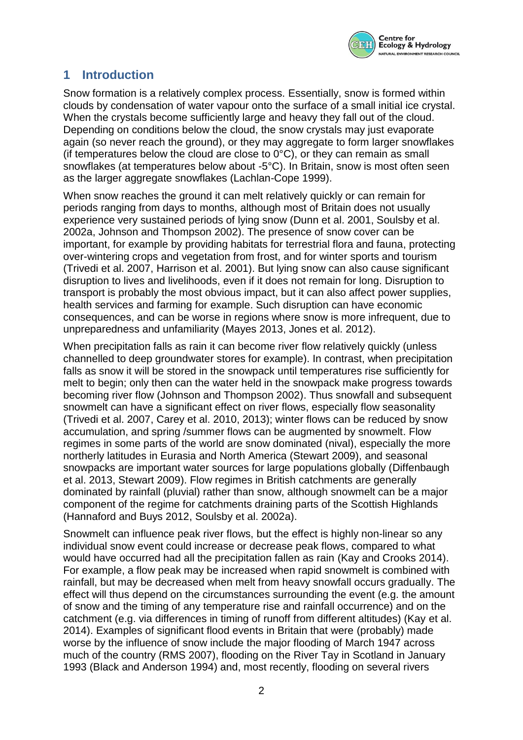## 1 Introduction

Snow formation is a relatively complex process. Essentially, snow is formed within clouds by condensation of water vapour onto the surface of a small initial ice crystal. When the crystals become sufficiently large and heavy they fall out of the cloud. Depending on conditions below the cloud, the snow crystals may just evaporate again (so never reach the ground), or they may aggregate to form larger snowflakes (if temperatures below the cloud are close to 0°C), or they can remain as small snowflakes (at temperatures below about -5°C). In Britain, snow is most often seen as the larger aggregate snowflakes (Lachlan-Cope 1999).

When snow reaches the ground it can melt relatively quickly or can remain for periods ranging from days to months, although most of Britain does not usually experience very sustained periods of lying snow (Dunn et al. 2001, Soulsby et al. 2002a, Johnson and Thompson 2002). The presence of snow cover can be important, for example by providing habitats for terrestrial flora and fauna, protecting over-wintering crops and vegetation from frost, and for winter sports and tourism (Trivedi et al. 2007, Harrison et al. 2001). But lying snow can also cause significant disruption to lives and livelihoods, even if it does not remain for long. Disruption to transport is probably the most obvious impact, but it can also affect power supplies, health services and farming for example. Such disruption can have economic consequences, and can be worse in regions where snow is more infrequent, due to unpreparedness and unfamiliarity (Mayes 2013, Jones et al. 2012).

When precipitation falls as rain it can become river flow relatively quickly (unless channelled to deep groundwater stores for example). In contrast, when precipitation falls as snow it will be stored in the snowpack until temperatures rise sufficiently for melt to begin; only then can the water held in the snowpack make progress towards becoming river flow (Johnson and Thompson 2002). Thus snowfall and subsequent snowmelt can have a significant effect on river flows, especially flow seasonality (Trivedi et al. 2007, Carey et al. 2010, 2013); winter flows can be reduced by snow accumulation, and spring /summer flows can be augmented by snowmelt. Flow regimes in some parts of the world are snow dominated (nival), especially the more northerly latitudes in Eurasia and North America (Stewart 2009), and seasonal snowpacks are important water sources for large populations globally (Diffenbaugh et al. 2013, Stewart 2009). Flow regimes in British catchments are generally dominated by rainfall (pluvial) rather than snow, although snowmelt can be a major component of the regime for catchments draining parts of the Scottish Highlands (Hannaford and Buys 2012, Soulsby et al. 2002a).

Snowmelt can influence peak river flows, but the effect is highly non-linear so any individual snow event could increase or decrease peak flows, compared to what would have occurred had all the precipitation fallen as rain (Kay and Crooks 2014). For example, a flow peak may be increased when rapid snowmelt is combined with rainfall, but may be decreased when melt from heavy snowfall occurs gradually. The effect will thus depend on the circumstances surrounding the event (e.g. the amount of snow and the timing of any temperature rise and rainfall occurrence) and on the catchment (e.g. via differences in timing of runoff from different altitudes) (Kay et al. 2014). Examples of significant flood events in Britain that were (probably) made worse by the influence of snow include the major flooding of March 1947 across much of the country (RMS 2007), flooding on the River Tay in Scotland in January 1993 (Black and Anderson 1994) and, most recently, flooding on several rivers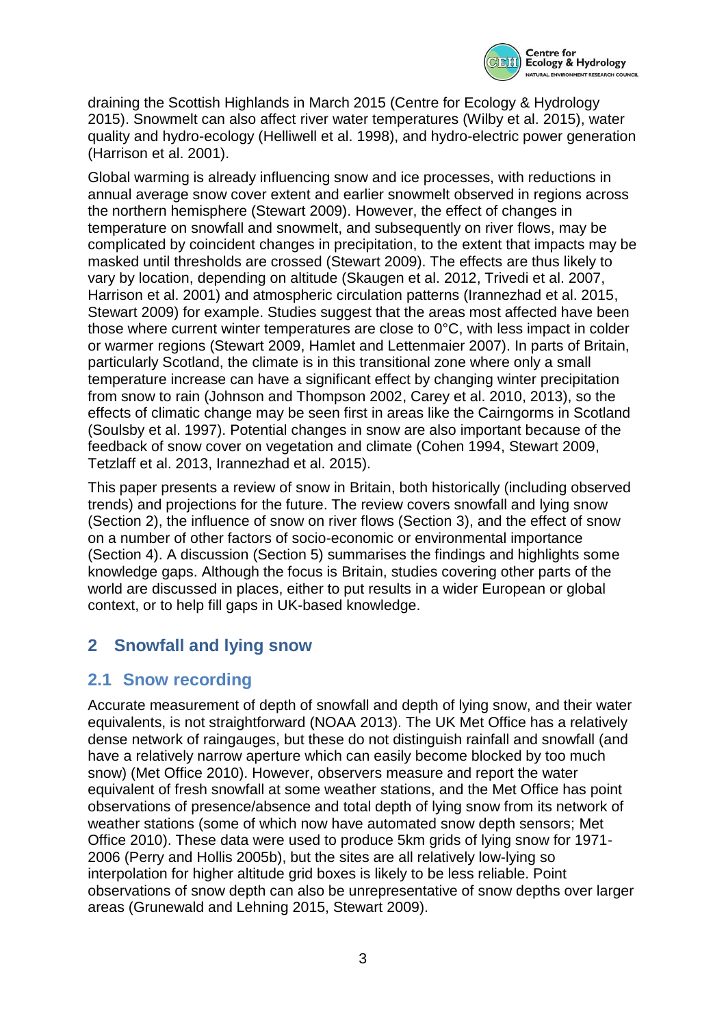draining the Scottish Highlands in March 2015 (Centre for Ecology & Hydrology 2015). Snowmelt can also affect river water temperatures (Wilby et al. 2015), water quality and hydro-ecology (Helliwell et al. 1998), and hydro-electric power generation (Harrison et al. 2001).

Global warming is already influencing snow and ice processes, with reductions in annual average snow cover extent and earlier snowmelt observed in regions across the northern hemisphere (Stewart 2009). However, the effect of changes in temperature on snowfall and snowmelt, and subsequently on river flows, may be complicated by coincident changes in precipitation, to the extent that impacts may be masked until thresholds are crossed (Stewart 2009). The effects are thus likely to vary by location, depending on altitude (Skaugen et al. 2012, Trivedi et al. 2007, Harrison et al. 2001) and atmospheric circulation patterns (Irannezhad et al. 2015, Stewart 2009) for example. Studies suggest that the areas most affected have been those where current winter temperatures are close to 0°C, with less impact in colder or warmer regions (Stewart 2009, Hamlet and Lettenmaier 2007). In parts of Britain, particularly Scotland, the climate is in this transitional zone where only a small temperature increase can have a significant effect by changing winter precipitation from snow to rain (Johnson and Thompson 2002, Carey et al. 2010, 2013), so the effects of climatic change may be seen first in areas like the Cairngorms in Scotland (Soulsby et al. 1997). Potential changes in snow are also important because of the feedback of snow cover on vegetation and climate (Cohen 1994, Stewart 2009, Tetzlaff et al. 2013, Irannezhad et al. 2015).

This paper presents a review of snow in Britain, both historically (including observed trends) and projections for the future. The review covers snowfall and lying snow (Section 2), the influence of snow on river flows (Section 3), and the effect of snow on a number of other factors of socio-economic or environmental importance (Section 4). A discussion (Section 5) summarises the findings and highlights some knowledge gaps. Although the focus is Britain, studies covering other parts of the world are discussed in places, either to put results in a wider European or global context, or to help fill gaps in UK-based knowledge.

## 2 Snowfall and lying snow

### 2.1 Snow recording

Accurate measurement of depth of snowfall and depth of lying snow, and their water equivalents, is not straightforward (NOAA 2013). The UK Met Office has a relatively dense network of raingauges, but these do not distinguish rainfall and snowfall (and have a relatively narrow aperture which can easily become blocked by too much snow) (Met Office 2010). However, observers measure and report the water equivalent of fresh snowfall at some weather stations, and the Met Office has point observations of presence/absence and total depth of lying snow from its network of weather stations (some of which now have automated snow depth sensors; Met Office 2010). These data were used to produce 5km grids of lying snow for 1971-2006 (Perry and Hollis 2005b), but the sites are all relatively low-lying so interpolation for higher altitude grid boxes is likely to be less reliable. Point observations of snow depth can also be unrepresentative of snow depths over larger areas (Grunewald and Lehning 2015, Stewart 2009).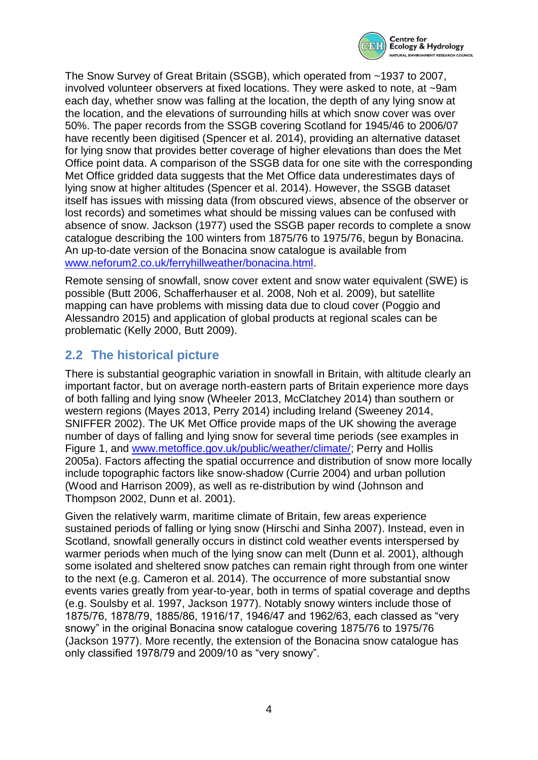The Snow Survey of Great Britain (SSGB), which operated from ~1937 to 2007, involved volunteer observers at fixed locations. They were asked to note, at ~9am each day, whether snow was falling at the location, the depth of any lying snow at the location, and the elevations of surrounding hills at which snow cover was over 50%. The paper records from the SSGB covering Scotland for 1945/46 to 2006/07 have recently been digitised (Spencer et al. 2014), providing an alternative dataset for lying snow that provides better coverage of higher elevations than does the Met Office point data. A comparison of the SSGB data for one site with the corresponding Met Office gridded data suggests that the Met Office data underestimates days of lying snow at higher altitudes (Spencer et al. 2014). However, the SSGB dataset itself has issues with missing data (from obscured views, absence of the observer or lost records) and sometimes what should be missing values can be confused with absence of snow. Jackson (1977) used the SSGB paper records to complete a snow catalogue describing the 100 winters from 1875/76 to 1975/76, begun by Bonacina. An up-to-date version of the Bonacina snow catalogue is available from [www.neforum2.co.uk/ferryhillweather/bonacina.html](www.neforum2.co.uk/ferryhillweather/bonacina.html).

Remote sensing of snowfall, snow cover extent and snow water equivalent (SWE) is possible (Butt 2006, Schafferhauser et al. 2008, Noh et al. 2009), but satellite mapping can have problems with missing data due to cloud cover (Poggio and Alessandro 2015) and application of global products at regional scales can be problematic (Kelly 2000, Butt 2009).

## 2.2 The historical picture

There is substantial geographic variation in snowfall in Britain, with altitude clearly an important factor, but on average north-eastern parts of Britain experience more days of both falling and lying snow (Wheeler 2013, McClatchey 2014) than southern or western regions (Mayes 2013, Perry 2014) including Ireland (Sweeney 2014, SNIFFER 2002). The UK Met Office provide maps of the UK showing the average number of days of falling and lying snow for several time periods (see examples in Figure 1, and [www.metoffice.gov.uk/public/weather/climate/](www.metoffice.gov.uk/public/weather/climate/); Perry and Hollis 2005a). Factors affecting the spatial occurrence and distribution of snow more locally include topographic factors like snow-shadow (Currie 2004) and urban pollution (Wood and Harrison 2009), as well as re-distribution by wind (Johnson and Thompson 2002, Dunn et al. 2001).

Given the relatively warm, maritime climate of Britain, few areas experience sustained periods of falling or lying snow (Hirschi and Sinha 2007). Instead, even in Scotland, snowfall generally occurs in distinct cold weather events interspersed by warmer periods when much of the lying snow can melt (Dunn et al. 2001), although some isolated and sheltered snow patches can remain right through from one winter to the next (e.g. Cameron et al. 2014). The occurrence of more substantial snow events varies greatly from year-to-year, both in terms of spatial coverage and depths (e.g. Soulsby et al. 1997, Jackson 1977). Notably snowy winters include those of 1875/76, 1878/79, 1885/86, 1916/17, 1946/47 and 1962/63, each classed as "very snowy" in the original Bonacina snow catalogue covering 1875/76 to 1975/76 (Jackson 1977). More recently, the extension of the Bonacina snow catalogue has only classified 1978/79 and 2009/10 as "very snowy".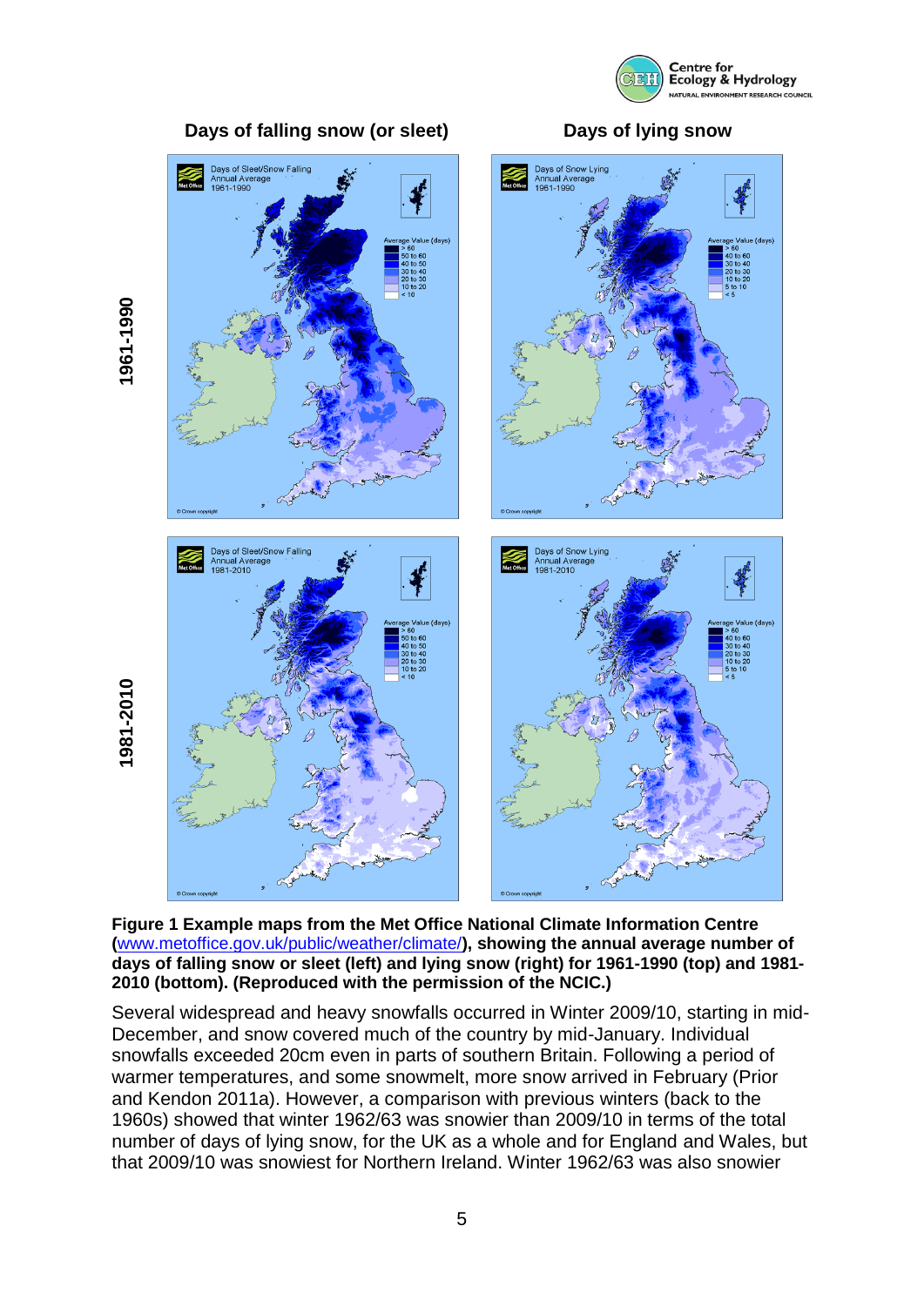**Figure 1 Example maps from the Met Office National Climate Information Centre (www.metoffice.gov.uk/public/weather/climate/), showing the annual average number of days of falling snow or sleet (left) and lying snow (right) for 1961-1990 (top) and 1981-2010 (bottom). (Reproduced with the permission of the NCIC.)**

Several widespread and heavy snowfalls occurred in Winter 2009/10, starting in mid-December, and snow covered much of the country by mid-January. Individual snowfalls exceeded 20cm even in parts of southern Britain. Following a period of warmer temperatures, and some snowmelt, more snow arrived in February (Prior and Kendon 2011a). However, a comparison with previous winters (back to the 1960s) showed that winter 1962/63 was snowier than 2009/10 in terms of the total number of days of lying snow, for the UK as a whole and for England and Wales, but that 2009/10 was snowiest for Northern Ireland. Winter 1962/63 was also snowier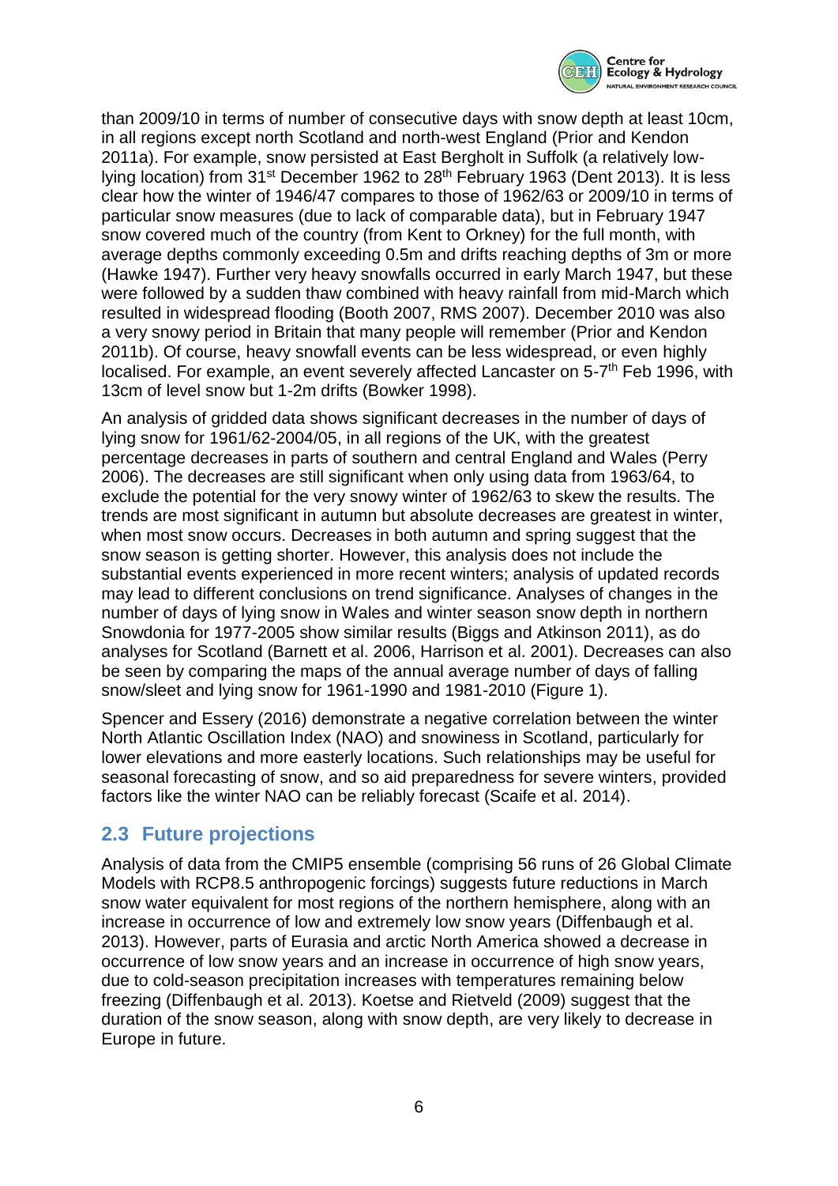than 2009/10 in terms of number of consecutive days with snow depth at least 10cm, in all regions except north Scotland and north-west England (Prior and Kendon 2011a). For example, snow persisted at East Bergholt in Suffolk (a relatively low-lying location) from 31st December 1962 to 28th February 1963 (Dent 2013). It is less clear how the winter of 1946/47 compares to those of 1962/63 or 2009/10 in terms of particular snow measures (due to lack of comparable data), but in February 1947 snow covered much of the country (from Kent to Orkney) for the full month, with average depths commonly exceeding 0.5m and drifts reaching depths of 3m or more (Hawke 1947). Further very heavy snowfalls occurred in early March 1947, but these were followed by a sudden thaw combined with heavy rainfall from mid-March which resulted in widespread flooding (Booth 2007, RMS 2007). December 2010 was also a very snowy period in Britain that many people will remember (Prior and Kendon 2011b). Of course, heavy snowfall events can be less widespread, or even highly localised. For example, an event severely affected Lancaster on 5-7th Feb 1996, with 13cm of level snow but 1-2m drifts (Bowker 1998).

An analysis of gridded data shows significant decreases in the number of days of lying snow for 1961/62-2004/05, in all regions of the UK, with the greatest percentage decreases in parts of southern and central England and Wales (Perry 2006). The decreases are still significant when only using data from 1963/64, to exclude the potential for the very snowy winter of 1962/63 to skew the results. The trends are most significant in autumn but absolute decreases are greatest in winter, when most snow occurs. Decreases in both autumn and spring suggest that the snow season is getting shorter. However, this analysis does not include the substantial events experienced in more recent winters; analysis of updated records may lead to different conclusions on trend significance. Analyses of changes in the number of days of lying snow in Wales and winter season snow depth in northern Snowdonia for 1977-2005 show similar results (Biggs and Atkinson 2011), as do analyses for Scotland (Barnett et al. 2006, Harrison et al. 2001). Decreases can also be seen by comparing the maps of the annual average number of days of falling snow/sleet and lying snow for 1961-1990 and 1981-2010 (Figure 1).

Spencer and Essery (2016) demonstrate a negative correlation between the winter North Atlantic Oscillation Index (NAO) and snowiness in Scotland, particularly for lower elevations and more easterly locations. Such relationships may be useful for seasonal forecasting of snow, and so aid preparedness for severe winters, provided factors like the winter NAO can be reliably forecast (Scaife et al. 2014).

## 2.3 Future projections

Analysis of data from the CMIP5 ensemble (comprising 56 runs of 26 Global Climate Models with RCP8.5 anthropogenic forcings) suggests future reductions in March snow water equivalent for most regions of the northern hemisphere, along with an increase in occurrence of low and extremely low snow years (Diffenbaugh et al. 2013). However, parts of Eurasia and arctic North America showed a decrease in occurrence of low snow years and an increase in occurrence of high snow years, due to cold-season precipitation increases with temperatures remaining below freezing (Diffenbaugh et al. 2013). Koetse and Rietveld (2009) suggest that the duration of the snow season, along with snow depth, are very likely to decrease in Europe in future.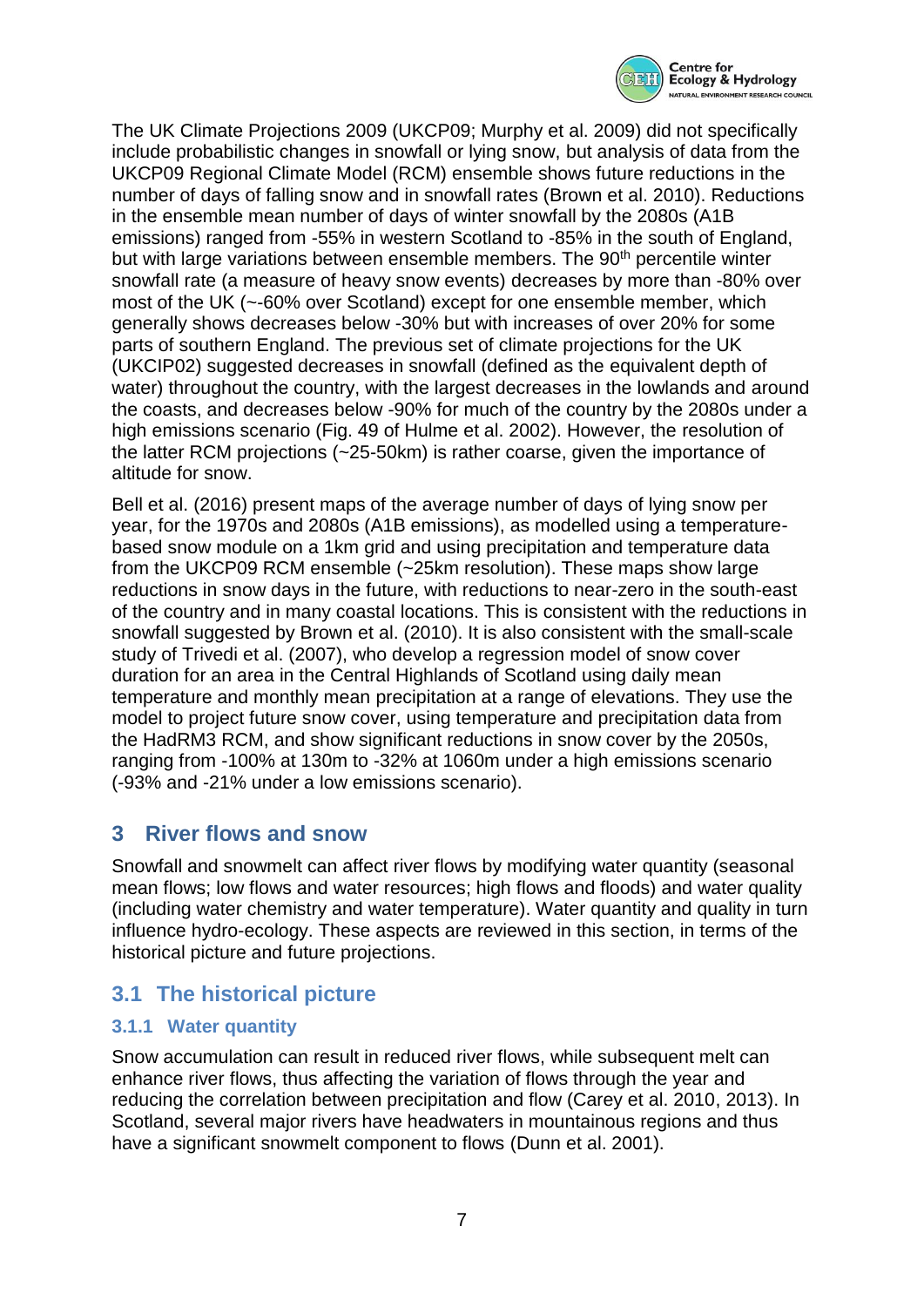The UK Climate Projections 2009 (UKCP09; Murphy et al. 2009) did not specifically include probabilistic changes in snowfall or lying snow, but analysis of data from the UKCP09 Regional Climate Model (RCM) ensemble shows future reductions in the number of days of falling snow and in snowfall rates (Brown et al. 2010). Reductions in the ensemble mean number of days of winter snowfall by the 2080s (A1B emissions) ranged from -55% in western Scotland to -85% in the south of England, but with large variations between ensemble members. The 90[th] percentile winter snowfall rate (a measure of heavy snow events) decreases by more than -80% over most of the UK (~-60% over Scotland) except for one ensemble member, which generally shows decreases below -30% but with increases of over 20% for some parts of southern England. The previous set of climate projections for the UK (UKCIP02) suggested decreases in snowfall (defined as the equivalent depth of water) throughout the country, with the largest decreases in the lowlands and around the coasts, and decreases below -90% for much of the country by the 2080s under a high emissions scenario (Fig. 49 of Hulme et al. 2002). However, the resolution of the latter RCM projections (~25-50km) is rather coarse, given the importance of altitude for snow.

Bell et al. (2016) present maps of the average number of days of lying snow per year, for the 1970s and 2080s (A1B emissions), as modelled using a temperature-based snow module on a 1km grid and using precipitation and temperature data from the UKCP09 RCM ensemble (~25km resolution). These maps show large reductions in snow days in the future, with reductions to near-zero in the south-east of the country and in many coastal locations. This is consistent with the reductions in snowfall suggested by Brown et al. (2010). It is also consistent with the small-scale study of Trivedi et al. (2007), who develop a regression model of snow cover duration for an area in the Central Highlands of Scotland using daily mean temperature and monthly mean precipitation at a range of elevations. They use the model to project future snow cover, using temperature and precipitation data from the HadRM3 RCM, and show significant reductions in snow cover by the 2050s, ranging from -100% at 130m to -32% at 1060m under a high emissions scenario (-93% and -21% under a low emissions scenario).

# 3 River flows and snow

Snowfall and snowmelt can affect river flows by modifying water quantity (seasonal mean flows; low flows and water resources; high flows and floods) and water quality (including water chemistry and water temperature). Water quantity and quality in turn influence hydro-ecology. These aspects are reviewed in this section, in terms of the historical picture and future projections.

## 3.1 The historical picture

### 3.1.1 Water quantity

Snow accumulation can result in reduced river flows, while subsequent melt can enhance river flows, thus affecting the variation of flows through the year and reducing the correlation between precipitation and flow (Carey et al. 2010, 2013). In Scotland, several major rivers have headwaters in mountainous regions and thus have a significant snowmelt component to flows (Dunn et al. 2001).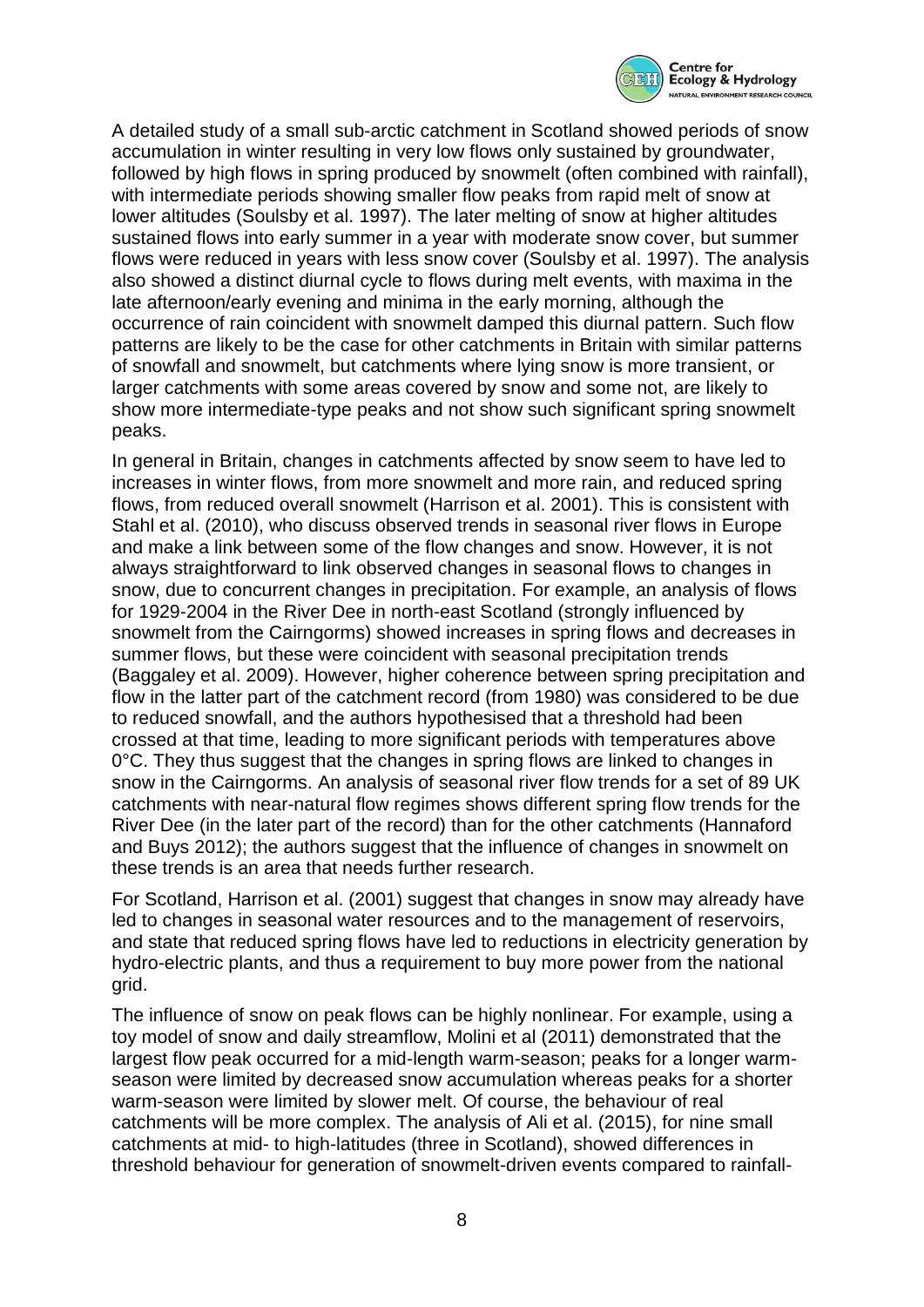A detailed study of a small sub-arctic catchment in Scotland showed periods of snow accumulation in winter resulting in very low flows only sustained by groundwater, followed by high flows in spring produced by snowmelt (often combined with rainfall), with intermediate periods showing smaller flow peaks from rapid melt of snow at lower altitudes (Soulsby et al. 1997). The later melting of snow at higher altitudes sustained flows into early summer in a year with moderate snow cover, but summer flows were reduced in years with less snow cover (Soulsby et al. 1997). The analysis also showed a distinct diurnal cycle to flows during melt events, with maxima in the late afternoon/early evening and minima in the early morning, although the occurrence of rain coincident with snowmelt damped this diurnal pattern. Such flow patterns are likely to be the case for other catchments in Britain with similar patterns of snowfall and snowmelt, but catchments where lying snow is more transient, or larger catchments with some areas covered by snow and some not, are likely to show more intermediate-type peaks and not show such significant spring snowmelt peaks.

In general in Britain, changes in catchments affected by snow seem to have led to increases in winter flows, from more snowmelt and more rain, and reduced spring flows, from reduced overall snowmelt (Harrison et al. 2001). This is consistent with Stahl et al. (2010), who discuss observed trends in seasonal river flows in Europe and make a link between some of the flow changes and snow. However, it is not always straightforward to link observed changes in seasonal flows to changes in snow, due to concurrent changes in precipitation. For example, an analysis of flows for 1929-2004 in the River Dee in north-east Scotland (strongly influenced by snowmelt from the Cairngorms) showed increases in spring flows and decreases in summer flows, but these were coincident with seasonal precipitation trends (Baggaley et al. 2009). However, higher coherence between spring precipitation and flow in the latter part of the catchment record (from 1980) was considered to be due to reduced snowfall, and the authors hypothesised that a threshold had been crossed at that time, leading to more significant periods with temperatures above 0°C. They thus suggest that the changes in spring flows are linked to changes in snow in the Cairngorms. An analysis of seasonal river flow trends for a set of 89 UK catchments with near-natural flow regimes shows different spring flow trends for the River Dee (in the later part of the record) than for the other catchments (Hannaford and Buys 2012); the authors suggest that the influence of changes in snowmelt on these trends is an area that needs further research.

For Scotland, Harrison et al. (2001) suggest that changes in snow may already have led to changes in seasonal water resources and to the management of reservoirs, and state that reduced spring flows have led to reductions in electricity generation by hydro-electric plants, and thus a requirement to buy more power from the national grid.

The influence of snow on peak flows can be highly nonlinear. For example, using a toy model of snow and daily streamflow, Molini et al (2011) demonstrated that the largest flow peak occurred for a mid-length warm-season; peaks for a longer warm-season were limited by decreased snow accumulation whereas peaks for a shorter warm-season were limited by slower melt. Of course, the behaviour of real catchments will be more complex. The analysis of Ali et al. (2015), for nine small catchments at mid- to high-latitudes (three in Scotland), showed differences in threshold behaviour for generation of snowmelt-driven events compared to rainfall-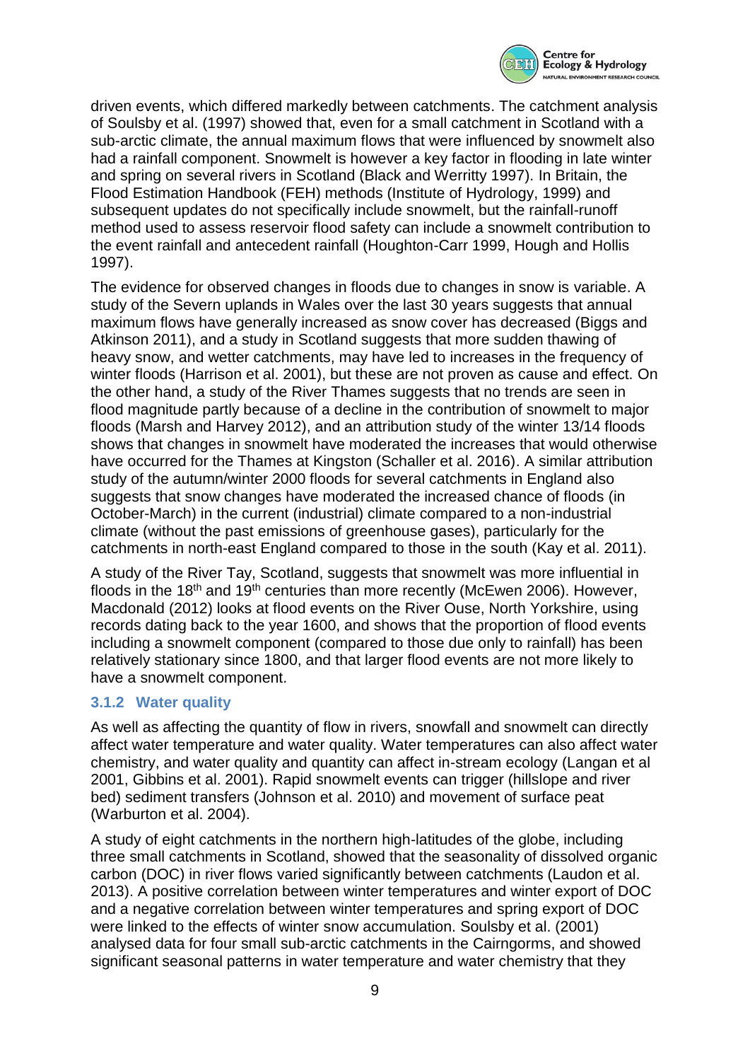driven events, which differed markedly between catchments. The catchment analysis of Soulsby et al. (1997) showed that, even for a small catchment in Scotland with a sub-arctic climate, the annual maximum flows that were influenced by snowmelt also had a rainfall component. Snowmelt is however a key factor in flooding in late winter and spring on several rivers in Scotland (Black and Werritty 1997). In Britain, the Flood Estimation Handbook (FEH) methods (Institute of Hydrology, 1999) and subsequent updates do not specifically include snowmelt, but the rainfall-runoff method used to assess reservoir flood safety can include a snowmelt contribution to the event rainfall and antecedent rainfall (Houghton-Carr 1999, Hough and Hollis 1997).

The evidence for observed changes in floods due to changes in snow is variable. A study of the Severn uplands in Wales over the last 30 years suggests that annual maximum flows have generally increased as snow cover has decreased (Biggs and Atkinson 2011), and a study in Scotland suggests that more sudden thawing of heavy snow, and wetter catchments, may have led to increases in the frequency of winter floods (Harrison et al. 2001), but these are not proven as cause and effect. On the other hand, a study of the River Thames suggests that no trends are seen in flood magnitude partly because of a decline in the contribution of snowmelt to major floods (Marsh and Harvey 2012), and an attribution study of the winter 13/14 floods shows that changes in snowmelt have moderated the increases that would otherwise have occurred for the Thames at Kingston (Schaller et al. 2016). A similar attribution study of the autumn/winter 2000 floods for several catchments in England also suggests that snow changes have moderated the increased chance of floods (in October-March) in the current (industrial) climate compared to a non-industrial climate (without the past emissions of greenhouse gases), particularly for the catchments in north-east England compared to those in the south (Kay et al. 2011).

A study of the River Tay, Scotland, suggests that snowmelt was more influential in floods in the 18th and 19th centuries than more recently (McEwen 2006). However, Macdonald (2012) looks at flood events on the River Ouse, North Yorkshire, using records dating back to the year 1600, and shows that the proportion of flood events including a snowmelt component (compared to those due only to rainfall) has been relatively stationary since 1800, and that larger flood events are not more likely to have a snowmelt component.

### 3.1.2 Water quality

As well as affecting the quantity of flow in rivers, snowfall and snowmelt can directly affect water temperature and water quality. Water temperatures can also affect water chemistry, and water quality and quantity can affect in-stream ecology (Langan et al 2001, Gibbins et al. 2001). Rapid snowmelt events can trigger (hillslope and river bed) sediment transfers (Johnson et al. 2010) and movement of surface peat (Warburton et al. 2004).

A study of eight catchments in the northern high-latitudes of the globe, including three small catchments in Scotland, showed that the seasonality of dissolved organic carbon (DOC) in river flows varied significantly between catchments (Laudon et al. 2013). A positive correlation between winter temperatures and winter export of DOC and a negative correlation between winter temperatures and spring export of DOC were linked to the effects of winter snow accumulation. Soulsby et al. (2001) analysed data for four small sub-arctic catchments in the Cairngorms, and showed significant seasonal patterns in water temperature and water chemistry that they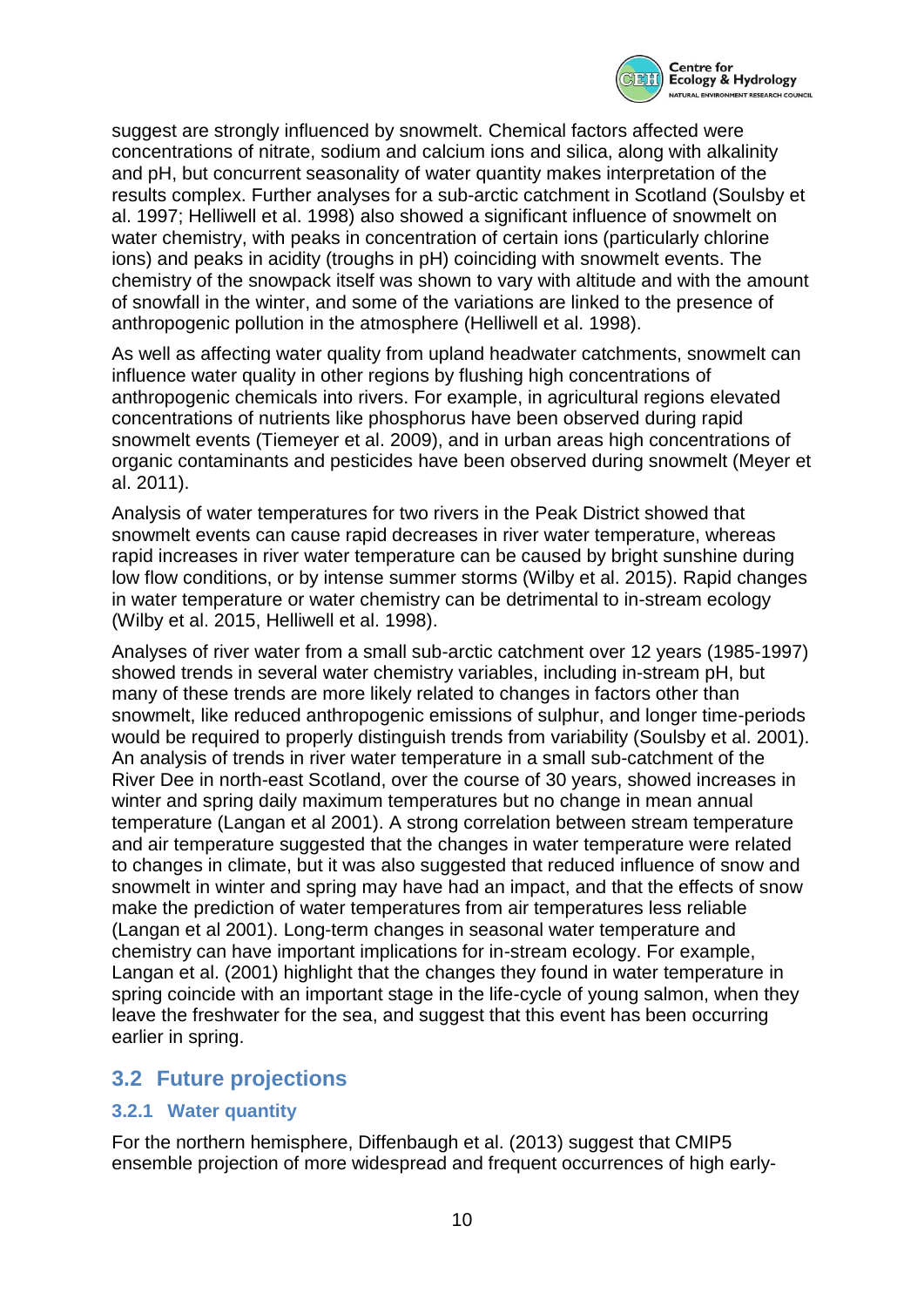suggest are strongly influenced by snowmelt. Chemical factors affected were concentrations of nitrate, sodium and calcium ions and silica, along with alkalinity and pH, but concurrent seasonality of water quantity makes interpretation of the results complex. Further analyses for a sub-arctic catchment in Scotland (Soulsby et al. 1997; Helliwell et al. 1998) also showed a significant influence of snowmelt on water chemistry, with peaks in concentration of certain ions (particularly chlorine ions) and peaks in acidity (troughs in pH) coinciding with snowmelt events. The chemistry of the snowpack itself was shown to vary with altitude and with the amount of snowfall in the winter, and some of the variations are linked to the presence of anthropogenic pollution in the atmosphere (Helliwell et al. 1998).

As well as affecting water quality from upland headwater catchments, snowmelt can influence water quality in other regions by flushing high concentrations of anthropogenic chemicals into rivers. For example, in agricultural regions elevated concentrations of nutrients like phosphorus have been observed during rapid snowmelt events (Tiemeyer et al. 2009), and in urban areas high concentrations of organic contaminants and pesticides have been observed during snowmelt (Meyer et al. 2011).

Analysis of water temperatures for two rivers in the Peak District showed that snowmelt events can cause rapid decreases in river water temperature, whereas rapid increases in river water temperature can be caused by bright sunshine during low flow conditions, or by intense summer storms (Wilby et al. 2015). Rapid changes in water temperature or water chemistry can be detrimental to in-stream ecology (Wilby et al. 2015, Helliwell et al. 1998).

Analyses of river water from a small sub-arctic catchment over 12 years (1985-1997) showed trends in several water chemistry variables, including in-stream pH, but many of these trends are more likely related to changes in factors other than snowmelt, like reduced anthropogenic emissions of sulphur, and longer time-periods would be required to properly distinguish trends from variability (Soulsby et al. 2001). An analysis of trends in river water temperature in a small sub-catchment of the River Dee in north-east Scotland, over the course of 30 years, showed increases in winter and spring daily maximum temperatures but no change in mean annual temperature (Langan et al 2001). A strong correlation between stream temperature and air temperature suggested that the changes in water temperature were related to changes in climate, but it was also suggested that reduced influence of snow and snowmelt in winter and spring may have had an impact, and that the effects of snow make the prediction of water temperatures from air temperatures less reliable (Langan et al 2001). Long-term changes in seasonal water temperature and chemistry can have important implications for in-stream ecology. For example, Langan et al. (2001) highlight that the changes they found in water temperature in spring coincide with an important stage in the life-cycle of young salmon, when they leave the freshwater for the sea, and suggest that this event has been occurring earlier in spring.

## 3.2 Future projections

### 3.2.1 Water quantity

For the northern hemisphere, Diffenbaugh et al. (2013) suggest that CMIP5 ensemble projection of more widespread and frequent occurrences of high early-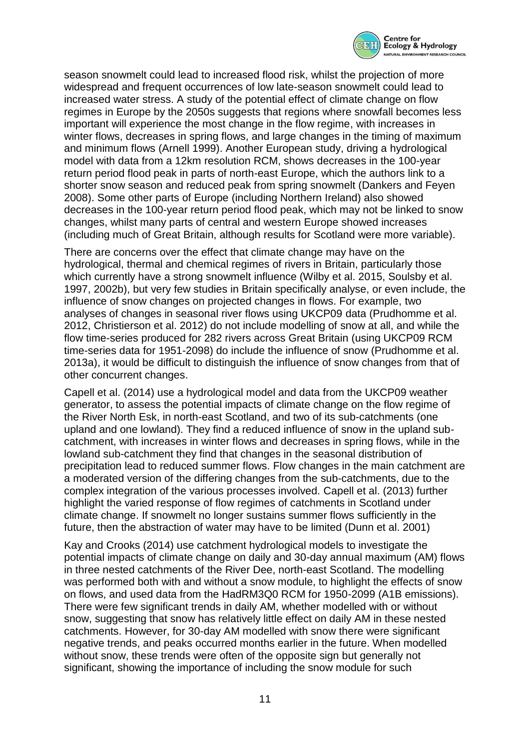season snowmelt could lead to increased flood risk, whilst the projection of more widespread and frequent occurrences of low late-season snowmelt could lead to increased water stress. A study of the potential effect of climate change on flow regimes in Europe by the 2050s suggests that regions where snowfall becomes less important will experience the most change in the flow regime, with increases in winter flows, decreases in spring flows, and large changes in the timing of maximum and minimum flows (Arnell 1999). Another European study, driving a hydrological model with data from a 12km resolution RCM, shows decreases in the 100-year return period flood peak in parts of north-east Europe, which the authors link to a shorter snow season and reduced peak from spring snowmelt (Dankers and Feyen 2008). Some other parts of Europe (including Northern Ireland) also showed decreases in the 100-year return period flood peak, which may not be linked to snow changes, whilst many parts of central and western Europe showed increases (including much of Great Britain, although results for Scotland were more variable).

There are concerns over the effect that climate change may have on the hydrological, thermal and chemical regimes of rivers in Britain, particularly those which currently have a strong snowmelt influence (Wilby et al. 2015, Soulsby et al. 1997, 2002b), but very few studies in Britain specifically analyse, or even include, the influence of snow changes on projected changes in flows. For example, two analyses of changes in seasonal river flows using UKCP09 data (Prudhomme et al. 2012, Christierson et al. 2012) do not include modelling of snow at all, and while the flow time-series produced for 282 rivers across Great Britain (using UKCP09 RCM time-series data for 1951-2098) do include the influence of snow (Prudhomme et al. 2013a), it would be difficult to distinguish the influence of snow changes from that of other concurrent changes.

Capell et al. (2014) use a hydrological model and data from the UKCP09 weather generator, to assess the potential impacts of climate change on the flow regime of the River North Esk, in north-east Scotland, and two of its sub-catchments (one upland and one lowland). They find a reduced influence of snow in the upland sub-catchment, with increases in winter flows and decreases in spring flows, while in the lowland sub-catchment they find that changes in the seasonal distribution of precipitation lead to reduced summer flows. Flow changes in the main catchment are a moderated version of the differing changes from the sub-catchments, due to the complex integration of the various processes involved. Capell et al. (2013) further highlight the varied response of flow regimes of catchments in Scotland under climate change. If snowmelt no longer sustains summer flows sufficiently in the future, then the abstraction of water may have to be limited (Dunn et al. 2001)

Kay and Crooks (2014) use catchment hydrological models to investigate the potential impacts of climate change on daily and 30-day annual maximum (AM) flows in three nested catchments of the River Dee, north-east Scotland. The modelling was performed both with and without a snow module, to highlight the effects of snow on flows, and used data from the HadRM3Q0 RCM for 1950-2099 (A1B emissions). There were few significant trends in daily AM, whether modelled with or without snow, suggesting that snow has relatively little effect on daily AM in these nested catchments. However, for 30-day AM modelled with snow there were significant negative trends, and peaks occurred months earlier in the future. When modelled without snow, these trends were often of the opposite sign but generally not significant, showing the importance of including the snow module for such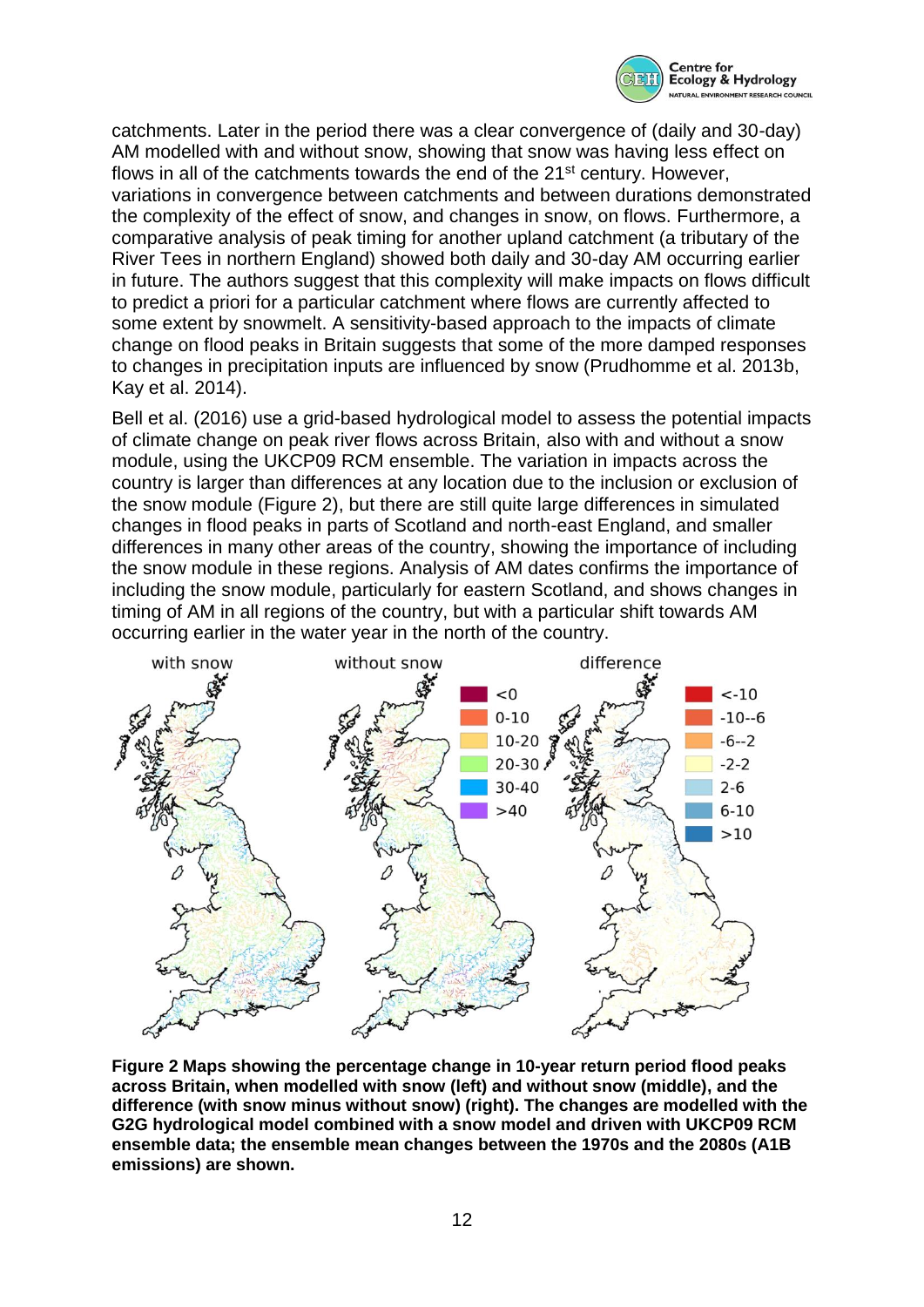catchments. Later in the period there was a clear convergence of (daily and 30-day) AM modelled with and without snow, showing that snow was having less effect on flows in all of the catchments towards the end of the 21st century. However, variations in convergence between catchments and between durations demonstrated the complexity of the effect of snow, and changes in snow, on flows. Furthermore, a comparative analysis of peak timing for another upland catchment (a tributary of the River Tees in northern England) showed both daily and 30-day AM occurring earlier in future. The authors suggest that this complexity will make impacts on flows difficult to predict a priori for a particular catchment where flows are currently affected to some extent by snowmelt. A sensitivity-based approach to the impacts of climate change on flood peaks in Britain suggests that some of the more damped responses to changes in precipitation inputs are influenced by snow (Prudhomme et al. 2013b, Kay et al. 2014).

Bell et al. (2016) use a grid-based hydrological model to assess the potential impacts of climate change on peak river flows across Britain, also with and without a snow module, using the UKCP09 RCM ensemble. The variation in impacts across the country is larger than differences at any location due to the inclusion or exclusion of the snow module (Figure 2), but there are still quite large differences in simulated changes in flood peaks in parts of Scotland and north-east England, and smaller differences in many other areas of the country, showing the importance of including the snow module in these regions. Analysis of AM dates confirms the importance of including the snow module, particularly for eastern Scotland, and shows changes in timing of AM in all regions of the country, but with a particular shift towards AM occurring earlier in the water year in the north of the country.

**Figure 2 Maps showing the percentage change in 10-year return period flood peaks across Britain, when modelled with snow (left) and without snow (middle), and the difference (with snow minus without snow) (right). The changes are modelled with the G2G hydrological model combined with a snow model and driven with UKCP09 RCM ensemble data; the ensemble mean changes between the 1970s and the 2080s (A1B emissions) are shown.**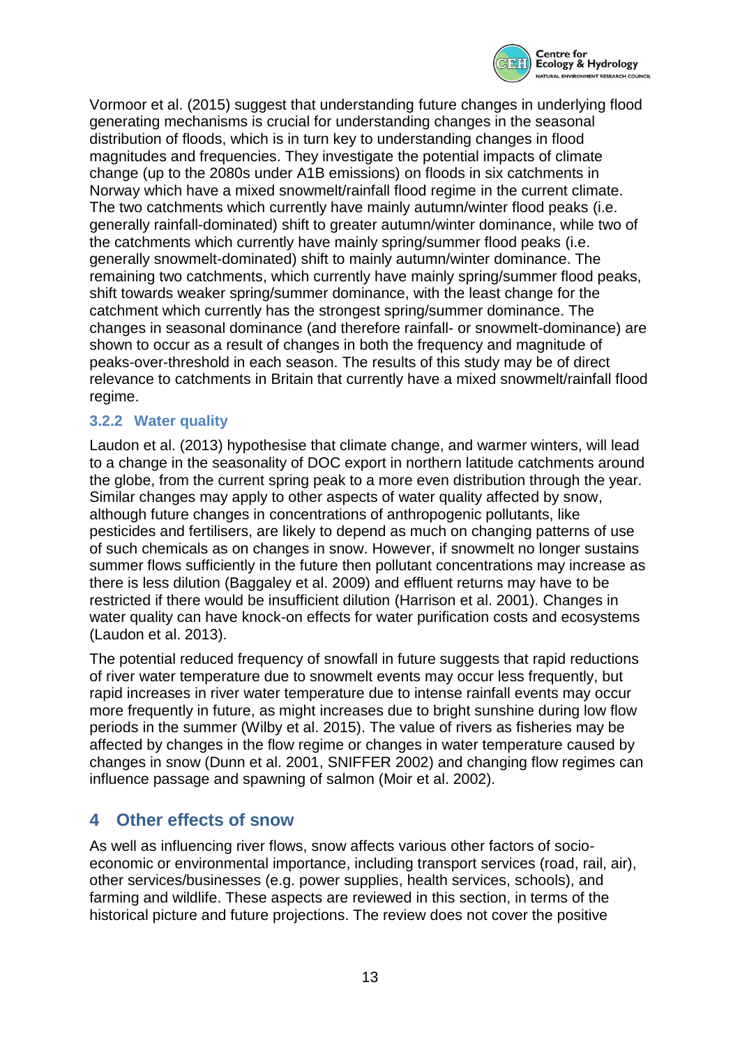Vormoor et al. (2015) suggest that understanding future changes in underlying flood generating mechanisms is crucial for understanding changes in the seasonal distribution of floods, which is in turn key to understanding changes in flood magnitudes and frequencies. They investigate the potential impacts of climate change (up to the 2080s under A1B emissions) on floods in six catchments in Norway which have a mixed snowmelt/rainfall flood regime in the current climate. The two catchments which currently have mainly autumn/winter flood peaks (i.e. generally rainfall-dominated) shift to greater autumn/winter dominance, while two of the catchments which currently have mainly spring/summer flood peaks (i.e. generally snowmelt-dominated) shift to mainly autumn/winter dominance. The remaining two catchments, which currently have mainly spring/summer flood peaks, shift towards weaker spring/summer dominance, with the least change for the catchment which currently has the strongest spring/summer dominance. The changes in seasonal dominance (and therefore rainfall- or snowmelt-dominance) are shown to occur as a result of changes in both the frequency and magnitude of peaks-over-threshold in each season. The results of this study may be of direct relevance to catchments in Britain that currently have a mixed snowmelt/rainfall flood regime.

### 3.2.2 Water quality

Laudon et al. (2013) hypothesise that climate change, and warmer winters, will lead to a change in the seasonality of DOC export in northern latitude catchments around the globe, from the current spring peak to a more even distribution through the year. Similar changes may apply to other aspects of water quality affected by snow, although future changes in concentrations of anthropogenic pollutants, like pesticides and fertilisers, are likely to depend as much on changing patterns of use of such chemicals as on changes in snow. However, if snowmelt no longer sustains summer flows sufficiently in the future then pollutant concentrations may increase as there is less dilution (Baggaley et al. 2009) and effluent returns may have to be restricted if there would be insufficient dilution (Harrison et al. 2001). Changes in water quality can have knock-on effects for water purification costs and ecosystems (Laudon et al. 2013).

The potential reduced frequency of snowfall in future suggests that rapid reductions of river water temperature due to snowmelt events may occur less frequently, but rapid increases in river water temperature due to intense rainfall events may occur more frequently in future, as might increases due to bright sunshine during low flow periods in the summer (Wilby et al. 2015). The value of rivers as fisheries may be affected by changes in the flow regime or changes in water temperature caused by changes in snow (Dunn et al. 2001, SNIFFER 2002) and changing flow regimes can influence passage and spawning of salmon (Moir et al. 2002).

## 4 Other effects of snow

As well as influencing river flows, snow affects various other factors of socio-economic or environmental importance, including transport services (road, rail, air), other services/businesses (e.g. power supplies, health services, schools), and farming and wildlife. These aspects are reviewed in this section, in terms of the historical picture and future projections. The review does not cover the positive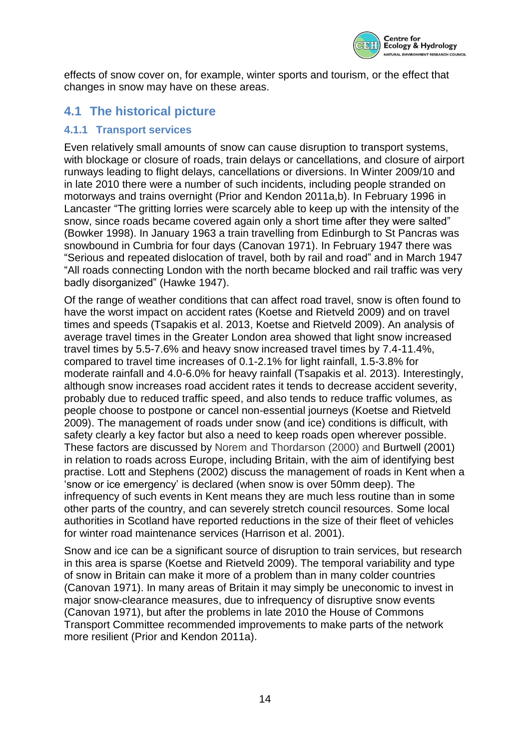effects of snow cover on, for example, winter sports and tourism, or the effect that changes in snow may have on these areas.

## 4.1 The historical picture

### 4.1.1 Transport services

Even relatively small amounts of snow can cause disruption to transport systems, with blockage or closure of roads, train delays or cancellations, and closure of airport runways leading to flight delays, cancellations or diversions. In Winter 2009/10 and in late 2010 there were a number of such incidents, including people stranded on motorways and trains overnight (Prior and Kendon 2011a,b). In February 1996 in Lancaster "The gritting lorries were scarcely able to keep up with the intensity of the snow, since roads became covered again only a short time after they were salted" (Bowker 1998). In January 1963 a train travelling from Edinburgh to St Pancras was snowbound in Cumbria for four days (Canovan 1971). In February 1947 there was "Serious and repeated dislocation of travel, both by rail and road" and in March 1947 "All roads connecting London with the north became blocked and rail traffic was very badly disorganized" (Hawke 1947).

Of the range of weather conditions that can affect road travel, snow is often found to have the worst impact on accident rates (Koetse and Rietveld 2009) and on travel times and speeds (Tsapakis et al. 2013, Koetse and Rietveld 2009). An analysis of average travel times in the Greater London area showed that light snow increased travel times by 5.5-7.6% and heavy snow increased travel times by 7.4-11.4%, compared to travel time increases of 0.1-2.1% for light rainfall, 1.5-3.8% for moderate rainfall and 4.0-6.0% for heavy rainfall (Tsapakis et al. 2013). Interestingly, although snow increases road accident rates it tends to decrease accident severity, probably due to reduced traffic speed, and also tends to reduce traffic volumes, as people choose to postpone or cancel non-essential journeys (Koetse and Rietveld 2009). The management of roads under snow (and ice) conditions is difficult, with safety clearly a key factor but also a need to keep roads open wherever possible. These factors are discussed by Norem and Thordarson (2000) and Burtwell (2001) in relation to roads across Europe, including Britain, with the aim of identifying best practise. Lott and Stephens (2002) discuss the management of roads in Kent when a 'snow or ice emergency' is declared (when snow is over 50mm deep). The infrequency of such events in Kent means they are much less routine than in some other parts of the country, and can severely stretch council resources. Some local authorities in Scotland have reported reductions in the size of their fleet of vehicles for winter road maintenance services (Harrison et al. 2001).

Snow and ice can be a significant source of disruption to train services, but research in this area is sparse (Koetse and Rietveld 2009). The temporal variability and type of snow in Britain can make it more of a problem than in many colder countries (Canovan 1971). In many areas of Britain it may simply be uneconomic to invest in major snow-clearance measures, due to infrequency of disruptive snow events (Canovan 1971), but after the problems in late 2010 the House of Commons Transport Committee recommended improvements to make parts of the network more resilient (Prior and Kendon 2011a).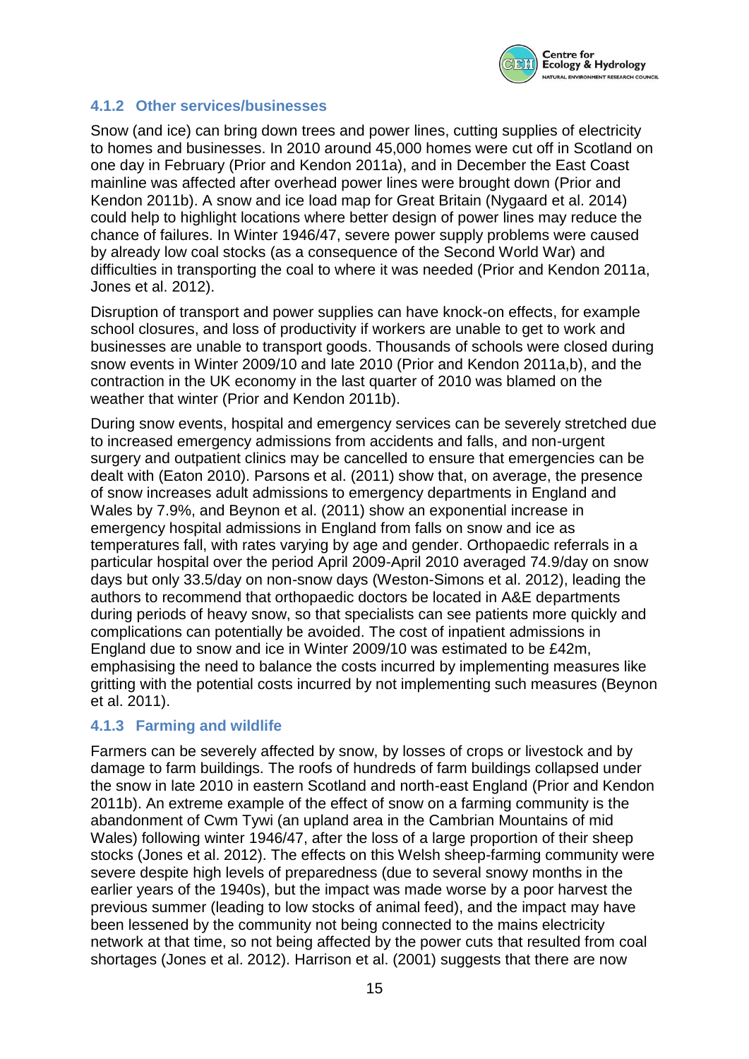### 4.1.2 Other services/businesses

Snow (and ice) can bring down trees and power lines, cutting supplies of electricity to homes and businesses. In 2010 around 45,000 homes were cut off in Scotland on one day in February (Prior and Kendon 2011a), and in December the East Coast mainline was affected after overhead power lines were brought down (Prior and Kendon 2011b). A snow and ice load map for Great Britain (Nygaard et al. 2014) could help to highlight locations where better design of power lines may reduce the chance of failures. In Winter 1946/47, severe power supply problems were caused by already low coal stocks (as a consequence of the Second World War) and difficulties in transporting the coal to where it was needed (Prior and Kendon 2011a, Jones et al. 2012).

Disruption of transport and power supplies can have knock-on effects, for example school closures, and loss of productivity if workers are unable to get to work and businesses are unable to transport goods. Thousands of schools were closed during snow events in Winter 2009/10 and late 2010 (Prior and Kendon 2011a,b), and the contraction in the UK economy in the last quarter of 2010 was blamed on the weather that winter (Prior and Kendon 2011b).

During snow events, hospital and emergency services can be severely stretched due to increased emergency admissions from accidents and falls, and non-urgent surgery and outpatient clinics may be cancelled to ensure that emergencies can be dealt with (Eaton 2010). Parsons et al. (2011) show that, on average, the presence of snow increases adult admissions to emergency departments in England and Wales by 7.9%, and Beynon et al. (2011) show an exponential increase in emergency hospital admissions in England from falls on snow and ice as temperatures fall, with rates varying by age and gender. Orthopaedic referrals in a particular hospital over the period April 2009-April 2010 averaged 74.9/day on snow days but only 33.5/day on non-snow days (Weston-Simons et al. 2012), leading the authors to recommend that orthopaedic doctors be located in A&E departments during periods of heavy snow, so that specialists can see patients more quickly and complications can potentially be avoided. The cost of inpatient admissions in England due to snow and ice in Winter 2009/10 was estimated to be £42m, emphasising the need to balance the costs incurred by implementing measures like gritting with the potential costs incurred by not implementing such measures (Beynon et al. 2011).

### 4.1.3 Farming and wildlife

Farmers can be severely affected by snow, by losses of crops or livestock and by damage to farm buildings. The roofs of hundreds of farm buildings collapsed under the snow in late 2010 in eastern Scotland and north-east England (Prior and Kendon 2011b). An extreme example of the effect of snow on a farming community is the abandonment of Cwm Tywi (an upland area in the Cambrian Mountains of mid Wales) following winter 1946/47, after the loss of a large proportion of their sheep stocks (Jones et al. 2012). The effects on this Welsh sheep-farming community were severe despite high levels of preparedness (due to several snowy months in the earlier years of the 1940s), but the impact was made worse by a poor harvest the previous summer (leading to low stocks of animal feed), and the impact may have been lessened by the community not being connected to the mains electricity network at that time, so not being affected by the power cuts that resulted from coal shortages (Jones et al. 2012). Harrison et al. (2001) suggests that there are now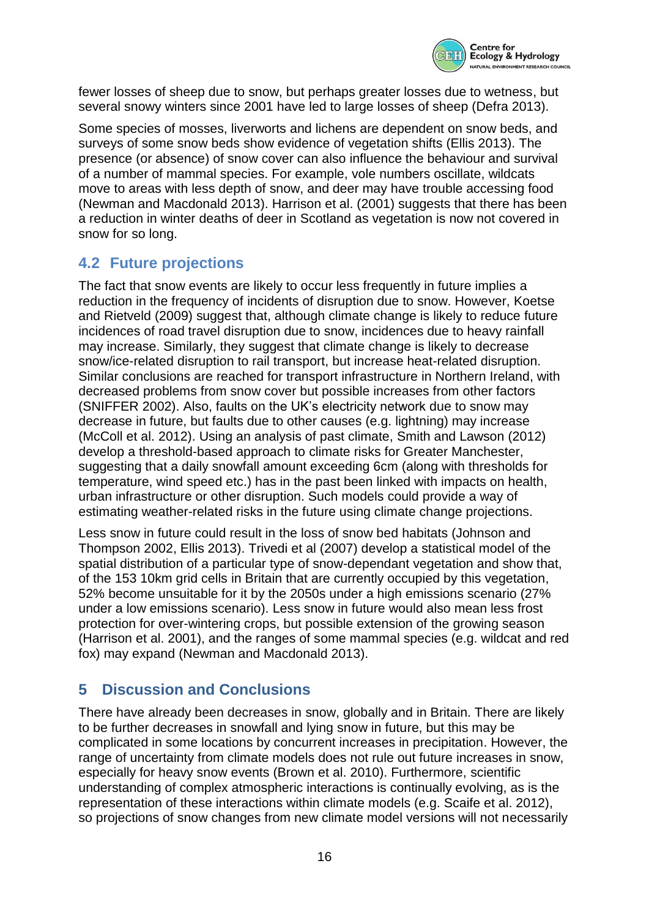fewer losses of sheep due to snow, but perhaps greater losses due to wetness, but several snowy winters since 2001 have led to large losses of sheep (Defra 2013).

Some species of mosses, liverworts and lichens are dependent on snow beds, and surveys of some snow beds show evidence of vegetation shifts (Ellis 2013). The presence (or absence) of snow cover can also influence the behaviour and survival of a number of mammal species. For example, vole numbers oscillate, wildcats move to areas with less depth of snow, and deer may have trouble accessing food (Newman and Macdonald 2013). Harrison et al. (2001) suggests that there has been a reduction in winter deaths of deer in Scotland as vegetation is now not covered in snow for so long.

## 4.2 Future projections

The fact that snow events are likely to occur less frequently in future implies a reduction in the frequency of incidents of disruption due to snow. However, Koetse and Rietveld (2009) suggest that, although climate change is likely to reduce future incidences of road travel disruption due to snow, incidences due to heavy rainfall may increase. Similarly, they suggest that climate change is likely to decrease snow/ice-related disruption to rail transport, but increase heat-related disruption. Similar conclusions are reached for transport infrastructure in Northern Ireland, with decreased problems from snow cover but possible increases from other factors (SNIFFER 2002). Also, faults on the UK's electricity network due to snow may decrease in future, but faults due to other causes (e.g. lightning) may increase (McColl et al. 2012). Using an analysis of past climate, Smith and Lawson (2012) develop a threshold-based approach to climate risks for Greater Manchester, suggesting that a daily snowfall amount exceeding 6cm (along with thresholds for temperature, wind speed etc.) has in the past been linked with impacts on health, urban infrastructure or other disruption. Such models could provide a way of estimating weather-related risks in the future using climate change projections.

Less snow in future could result in the loss of snow bed habitats (Johnson and Thompson 2002, Ellis 2013). Trivedi et al (2007) develop a statistical model of the spatial distribution of a particular type of snow-dependant vegetation and show that, of the 153 10km grid cells in Britain that are currently occupied by this vegetation, 52% become unsuitable for it by the 2050s under a high emissions scenario (27% under a low emissions scenario). Less snow in future would also mean less frost protection for over-wintering crops, but possible extension of the growing season (Harrison et al. 2001), and the ranges of some mammal species (e.g. wildcat and red fox) may expand (Newman and Macdonald 2013).

# 5 Discussion and Conclusions

There have already been decreases in snow, globally and in Britain. There are likely to be further decreases in snowfall and lying snow in future, but this may be complicated in some locations by concurrent increases in precipitation. However, the range of uncertainty from climate models does not rule out future increases in snow, especially for heavy snow events (Brown et al. 2010). Furthermore, scientific understanding of complex atmospheric interactions is continually evolving, as is the representation of these interactions within climate models (e.g. Scaife et al. 2012), so projections of snow changes from new climate model versions will not necessarily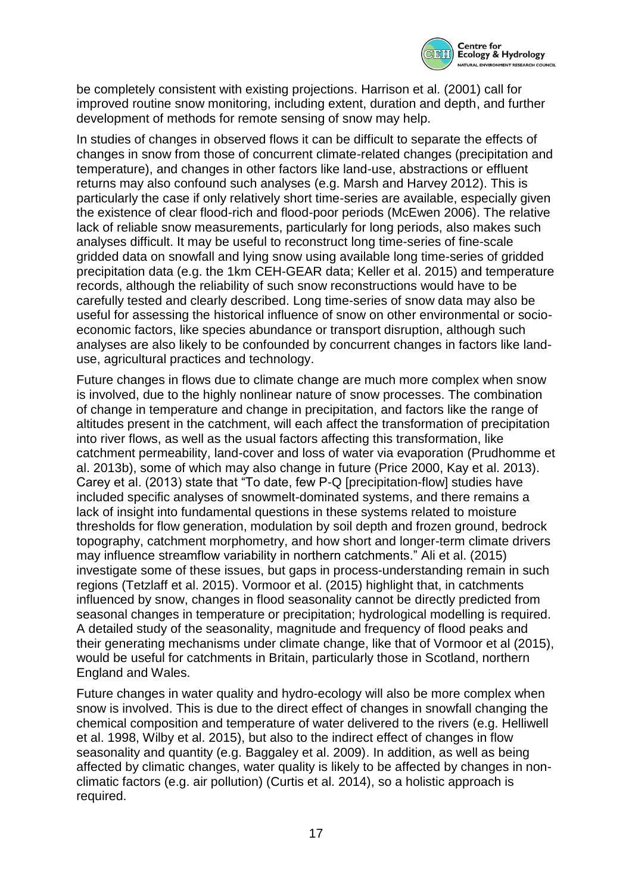be completely consistent with existing projections. Harrison et al. (2001) call for improved routine snow monitoring, including extent, duration and depth, and further development of methods for remote sensing of snow may help.

In studies of changes in observed flows it can be difficult to separate the effects of changes in snow from those of concurrent climate-related changes (precipitation and temperature), and changes in other factors like land-use, abstractions or effluent returns may also confound such analyses (e.g. Marsh and Harvey 2012). This is particularly the case if only relatively short time-series are available, especially given the existence of clear flood-rich and flood-poor periods (McEwen 2006). The relative lack of reliable snow measurements, particularly for long periods, also makes such analyses difficult. It may be useful to reconstruct long time-series of fine-scale gridded data on snowfall and lying snow using available long time-series of gridded precipitation data (e.g. the 1km CEH-GEAR data; Keller et al. 2015) and temperature records, although the reliability of such snow reconstructions would have to be carefully tested and clearly described. Long time-series of snow data may also be useful for assessing the historical influence of snow on other environmental or socio-economic factors, like species abundance or transport disruption, although such analyses are also likely to be confounded by concurrent changes in factors like land-use, agricultural practices and technology.

Future changes in flows due to climate change are much more complex when snow is involved, due to the highly nonlinear nature of snow processes. The combination of change in temperature and change in precipitation, and factors like the range of altitudes present in the catchment, will each affect the transformation of precipitation into river flows, as well as the usual factors affecting this transformation, like catchment permeability, land-cover and loss of water via evaporation (Prudhomme et al. 2013b), some of which may also change in future (Price 2000, Kay et al. 2013). Carey et al. (2013) state that "To date, few P-Q [precipitation-flow] studies have included specific analyses of snowmelt-dominated systems, and there remains a lack of insight into fundamental questions in these systems related to moisture thresholds for flow generation, modulation by soil depth and frozen ground, bedrock topography, catchment morphometry, and how short and longer-term climate drivers may influence streamflow variability in northern catchments." Ali et al. (2015) investigate some of these issues, but gaps in process-understanding remain in such regions (Tetzlaff et al. 2015). Vormoor et al. (2015) highlight that, in catchments influenced by snow, changes in flood seasonality cannot be directly predicted from seasonal changes in temperature or precipitation; hydrological modelling is required. A detailed study of the seasonality, magnitude and frequency of flood peaks and their generating mechanisms under climate change, like that of Vormoor et al (2015), would be useful for catchments in Britain, particularly those in Scotland, northern England and Wales.

Future changes in water quality and hydro-ecology will also be more complex when snow is involved. This is due to the direct effect of changes in snowfall changing the chemical composition and temperature of water delivered to the rivers (e.g. Helliwell et al. 1998, Wilby et al. 2015), but also to the indirect effect of changes in flow seasonality and quantity (e.g. Baggaley et al. 2009). In addition, as well as being affected by climatic changes, water quality is likely to be affected by changes in non-climatic factors (e.g. air pollution) (Curtis et al. 2014), so a holistic approach is required.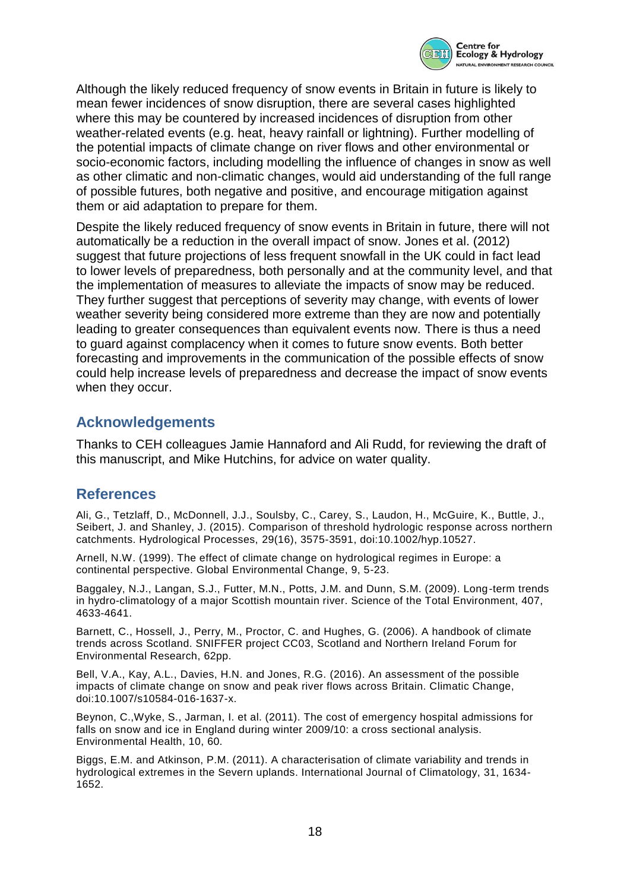Although the likely reduced frequency of snow events in Britain in future is likely to mean fewer incidences of snow disruption, there are several cases highlighted where this may be countered by increased incidences of disruption from other weather-related events (e.g. heat, heavy rainfall or lightning). Further modelling of the potential impacts of climate change on river flows and other environmental or socio-economic factors, including modelling the influence of changes in snow as well as other climatic and non-climatic changes, would aid understanding of the full range of possible futures, both negative and positive, and encourage mitigation against them or aid adaptation to prepare for them.

Despite the likely reduced frequency of snow events in Britain in future, there will not automatically be a reduction in the overall impact of snow. Jones et al. (2012) suggest that future projections of less frequent snowfall in the UK could in fact lead to lower levels of preparedness, both personally and at the community level, and that the implementation of measures to alleviate the impacts of snow may be reduced. They further suggest that perceptions of severity may change, with events of lower weather severity being considered more extreme than they are now and potentially leading to greater consequences than equivalent events now. There is thus a need to guard against complacency when it comes to future snow events. Both better forecasting and improvements in the communication of the possible effects of snow could help increase levels of preparedness and decrease the impact of snow events when they occur.

## Acknowledgements

Thanks to CEH colleagues Jamie Hannaford and Ali Rudd, for reviewing the draft of this manuscript, and Mike Hutchins, for advice on water quality.

## References

Ali, G., Tetzlaff, D., McDonnell, J.J., Soulsby, C., Carey, S., Laudon, H., McGuire, K., Buttle, J., Seibert, J. and Shanley, J. (2015). Comparison of threshold hydrologic response across northern catchments. Hydrological Processes, 29(16), 3575-3591, doi:10.1002/hyp.10527.

Arnell, N.W. (1999). The effect of climate change on hydrological regimes in Europe: a continental perspective. Global Environmental Change, 9, 5-23.

Baggaley, N.J., Langan, S.J., Futter, M.N., Potts, J.M. and Dunn, S.M. (2009). Long-term trends in hydro-climatology of a major Scottish mountain river. Science of the Total Environment, 407, 4633-4641.

Barnett, C., Hossell, J., Perry, M., Proctor, C. and Hughes, G. (2006). A handbook of climate trends across Scotland. SNIFFER project CC03, Scotland and Northern Ireland Forum for Environmental Research, 62pp.

Bell, V.A., Kay, A.L., Davies, H.N. and Jones, R.G. (2016). An assessment of the possible impacts of climate change on snow and peak river flows across Britain. Climatic Change, doi:10.1007/s10584-016-1637-x.

Beynon, C.,Wyke, S., Jarman, I. et al. (2011). The cost of emergency hospital admissions for falls on snow and ice in England during winter 2009/10: a cross sectional analysis. Environmental Health, 10, 60.

Biggs, E.M. and Atkinson, P.M. (2011). A characterisation of climate variability and trends in hydrological extremes in the Severn uplands. International Journal of Climatology, 31, 1634-1652.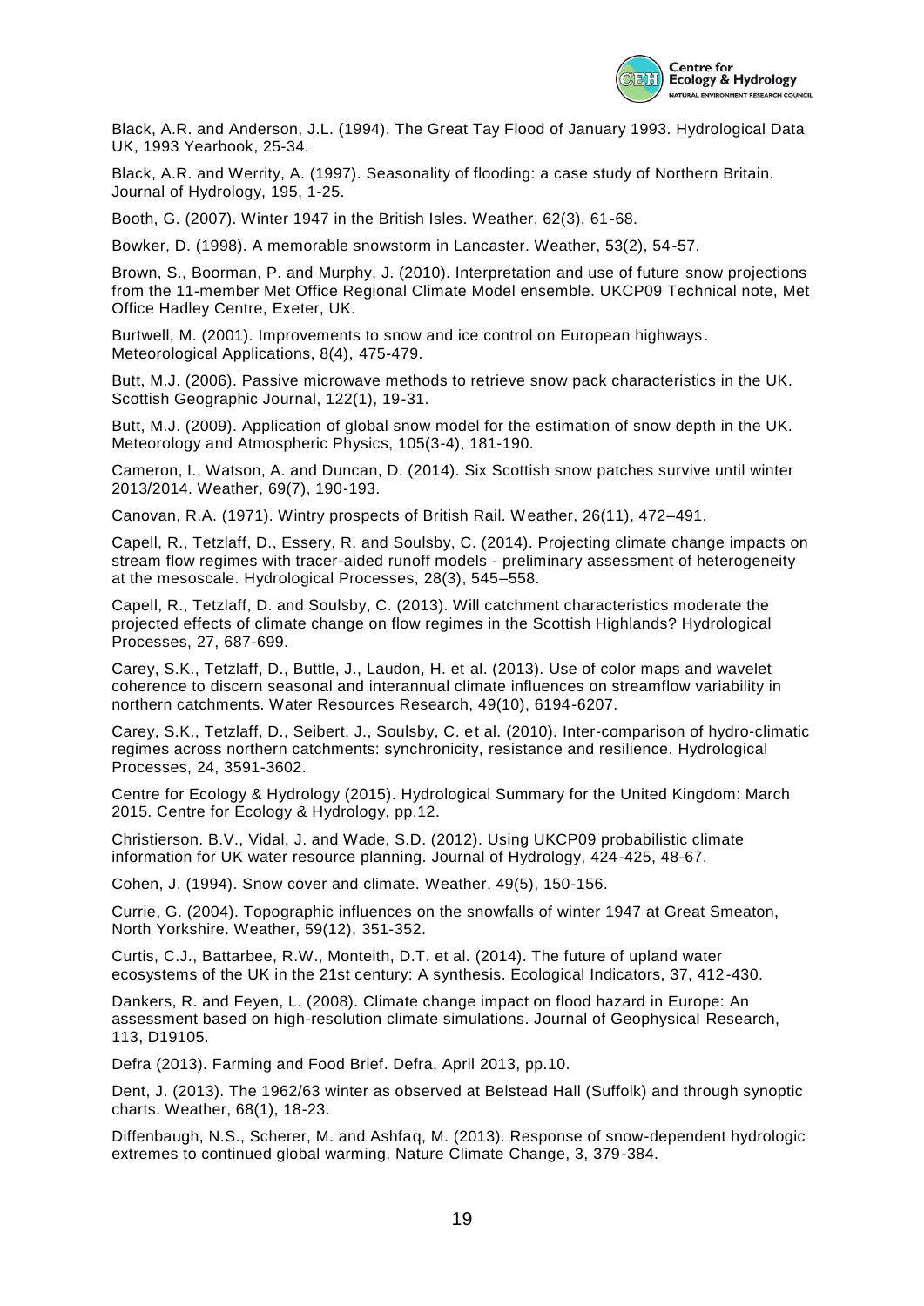Black, A.R. and Anderson, J.L. (1994). The Great Tay Flood of January 1993. Hydrological Data UK, 1993 Yearbook, 25-34.

Black, A.R. and Werrity, A. (1997). Seasonality of flooding: a case study of Northern Britain. Journal of Hydrology, 195, 1-25.

Booth, G. (2007). Winter 1947 in the British Isles. Weather, 62(3), 61-68.

Bowker, D. (1998). A memorable snowstorm in Lancaster. Weather, 53(2), 54-57.

Brown, S., Boorman, P. and Murphy, J. (2010). Interpretation and use of future snow projections from the 11-member Met Office Regional Climate Model ensemble. UKCP09 Technical note, Met Office Hadley Centre, Exeter, UK.

Burtwell, M. (2001). Improvements to snow and ice control on European highways. Meteorological Applications, 8(4), 475-479.

Butt, M.J. (2006). Passive microwave methods to retrieve snow pack characteristics in the UK. Scottish Geographic Journal, 122(1), 19-31.

Butt, M.J. (2009). Application of global snow model for the estimation of snow depth in the UK. Meteorology and Atmospheric Physics, 105(3-4), 181-190.

Cameron, I., Watson, A. and Duncan, D. (2014). Six Scottish snow patches survive until winter 2013/2014. Weather, 69(7), 190-193.

Canovan, R.A. (1971). Wintry prospects of British Rail. Weather, 26(11), 472–491.

Capell, R., Tetzlaff, D., Essery, R. and Soulsby, C. (2014). Projecting climate change impacts on stream flow regimes with tracer-aided runoff models - preliminary assessment of heterogeneity at the mesoscale. Hydrological Processes, 28(3), 545–558.

Capell, R., Tetzlaff, D. and Soulsby, C. (2013). Will catchment characteristics moderate the projected effects of climate change on flow regimes in the Scottish Highlands? Hydrological Processes, 27, 687-699.

Carey, S.K., Tetzlaff, D., Buttle, J., Laudon, H. et al. (2013). Use of color maps and wavelet coherence to discern seasonal and interannual climate influences on streamflow variability in northern catchments. Water Resources Research, 49(10), 6194-6207.

Carey, S.K., Tetzlaff, D., Seibert, J., Soulsby, C. et al. (2010). Inter-comparison of hydro-climatic regimes across northern catchments: synchronicity, resistance and resilience. Hydrological Processes, 24, 3591-3602.

Centre for Ecology & Hydrology (2015). Hydrological Summary for the United Kingdom: March 2015. Centre for Ecology & Hydrology, pp.12.

Christierson. B.V., Vidal, J. and Wade, S.D. (2012). Using UKCP09 probabilistic climate information for UK water resource planning. Journal of Hydrology, 424-425, 48-67.

Cohen, J. (1994). Snow cover and climate. Weather, 49(5), 150-156.

Currie, G. (2004). Topographic influences on the snowfalls of winter 1947 at Great Smeaton, North Yorkshire. Weather, 59(12), 351-352.

Curtis, C.J., Battarbee, R.W., Monteith, D.T. et al. (2014). The future of upland water ecosystems of the UK in the 21st century: A synthesis. Ecological Indicators, 37, 412-430.

Dankers, R. and Feyen, L. (2008). Climate change impact on flood hazard in Europe: An assessment based on high-resolution climate simulations. Journal of Geophysical Research, 113, D19105.

Defra (2013). Farming and Food Brief. Defra, April 2013, pp.10.

Dent, J. (2013). The 1962/63 winter as observed at Belstead Hall (Suffolk) and through synoptic charts. Weather, 68(1), 18-23.

Diffenbaugh, N.S., Scherer, M. and Ashfaq, M. (2013). Response of snow-dependent hydrologic extremes to continued global warming. Nature Climate Change, 3, 379-384.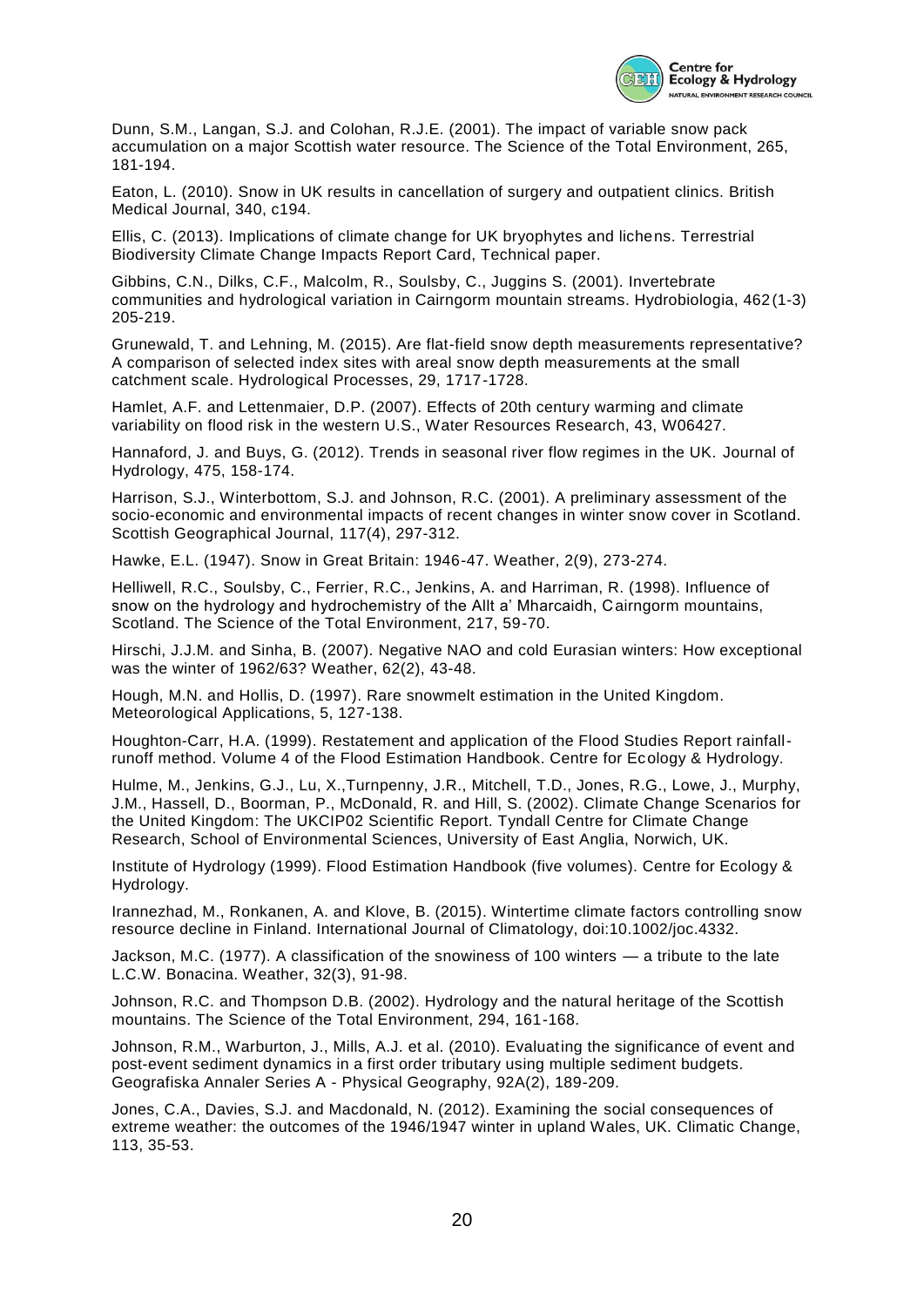Dunn, S.M., Langan, S.J. and Colohan, R.J.E. (2001). The impact of variable snow pack accumulation on a major Scottish water resource. The Science of the Total Environment, 265, 181-194.

Eaton, L. (2010). Snow in UK results in cancellation of surgery and outpatient clinics. British Medical Journal, 340, c194.

Ellis, C. (2013). Implications of climate change for UK bryophytes and lichens. Terrestrial Biodiversity Climate Change Impacts Report Card, Technical paper.

Gibbins, C.N., Dilks, C.F., Malcolm, R., Soulsby, C., Juggins S. (2001). Invertebrate communities and hydrological variation in Cairngorm mountain streams. Hydrobiologia, 462 (1-3) 205-219.

Grunewald, T. and Lehning, M. (2015). Are flat-field snow depth measurements representative? A comparison of selected index sites with areal snow depth measurements at the small catchment scale. Hydrological Processes, 29, 1717-1728.

Hamlet, A.F. and Lettenmaier, D.P. (2007). Effects of 20th century warming and climate variability on flood risk in the western U.S., Water Resources Research, 43, W06427.

Hannaford, J. and Buys, G. (2012). Trends in seasonal river flow regimes in the UK. Journal of Hydrology, 475, 158-174.

Harrison, S.J., Winterbottom, S.J. and Johnson, R.C. (2001). A preliminary assessment of the socio-economic and environmental impacts of recent changes in winter snow cover in Scotland. Scottish Geographical Journal, 117(4), 297-312.

Hawke, E.L. (1947). Snow in Great Britain: 1946-47. Weather, 2(9), 273-274.

Helliwell, R.C., Soulsby, C., Ferrier, R.C., Jenkins, A. and Harriman, R. (1998). Influence of snow on the hydrology and hydrochemistry of the Allt a' Mharcaidh, Cairngorm mountains, Scotland. The Science of the Total Environment, 217, 59-70.

Hirschi, J.J.M. and Sinha, B. (2007). Negative NAO and cold Eurasian winters: How exceptional was the winter of 1962/63? Weather, 62(2), 43-48.

Hough, M.N. and Hollis, D. (1997). Rare snowmelt estimation in the United Kingdom. Meteorological Applications, 5, 127-138.

Houghton-Carr, H.A. (1999). Restatement and application of the Flood Studies Report rainfall-runoff method. Volume 4 of the Flood Estimation Handbook. Centre for Ecology & Hydrology.

Hulme, M., Jenkins, G.J., Lu, X.,Turnpenny, J.R., Mitchell, T.D., Jones, R.G., Lowe, J., Murphy, J.M., Hassell, D., Boorman, P., McDonald, R. and Hill, S. (2002). Climate Change Scenarios for the United Kingdom: The UKCIP02 Scientific Report. Tyndall Centre for Climate Change Research, School of Environmental Sciences, University of East Anglia, Norwich, UK.

Institute of Hydrology (1999). Flood Estimation Handbook (five volumes). Centre for Ecology & Hydrology.

Irannezhad, M., Ronkanen, A. and Klove, B. (2015). Wintertime climate factors controlling snow resource decline in Finland. International Journal of Climatology, doi:10.1002/joc.4332.

Jackson, M.C. (1977). A classification of the snowiness of 100 winters — a tribute to the late L.C.W. Bonacina. Weather, 32(3), 91-98.

Johnson, R.C. and Thompson D.B. (2002). Hydrology and the natural heritage of the Scottish mountains. The Science of the Total Environment, 294, 161-168.

Johnson, R.M., Warburton, J., Mills, A.J. et al. (2010). Evaluating the significance of event and post-event sediment dynamics in a first order tributary using multiple sediment budgets. Geografiska Annaler Series A - Physical Geography, 92A(2), 189-209.

Jones, C.A., Davies, S.J. and Macdonald, N. (2012). Examining the social consequences of extreme weather: the outcomes of the 1946/1947 winter in upland Wales, UK. Climatic Change, 113, 35-53.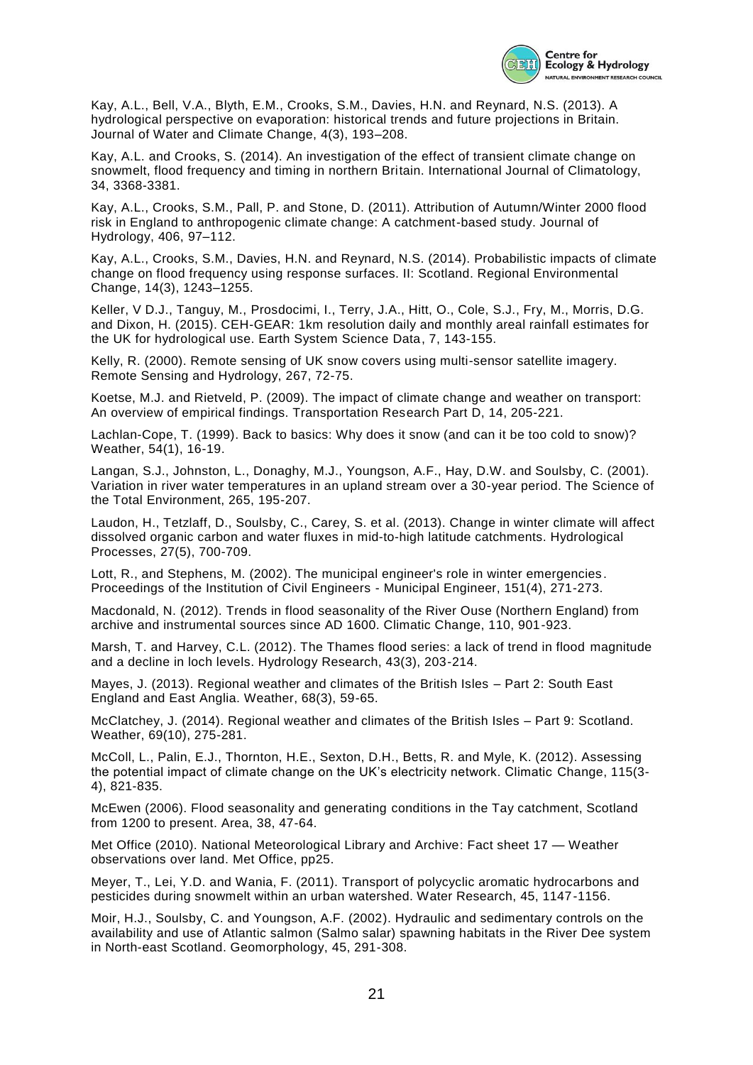Kay, A.L., Bell, V.A., Blyth, E.M., Crooks, S.M., Davies, H.N. and Reynard, N.S. (2013). A hydrological perspective on evaporation: historical trends and future projections in Britain. Journal of Water and Climate Change, 4(3), 193–208.

Kay, A.L. and Crooks, S. (2014). An investigation of the effect of transient climate change on snowmelt, flood frequency and timing in northern Britain. International Journal of Climatology, 34, 3368-3381.

Kay, A.L., Crooks, S.M., Pall, P. and Stone, D. (2011). Attribution of Autumn/Winter 2000 flood risk in England to anthropogenic climate change: A catchment-based study. Journal of Hydrology, 406, 97–112.

Kay, A.L., Crooks, S.M., Davies, H.N. and Reynard, N.S. (2014). Probabilistic impacts of climate change on flood frequency using response surfaces. II: Scotland. Regional Environmental Change, 14(3), 1243–1255.

Keller, V D.J., Tanguy, M., Prosdocimi, I., Terry, J.A., Hitt, O., Cole, S.J., Fry, M., Morris, D.G. and Dixon, H. (2015). CEH-GEAR: 1km resolution daily and monthly areal rainfall estimates for the UK for hydrological use. Earth System Science Data, 7, 143-155.

Kelly, R. (2000). Remote sensing of UK snow covers using multi-sensor satellite imagery. Remote Sensing and Hydrology, 267, 72-75.

Koetse, M.J. and Rietveld, P. (2009). The impact of climate change and weather on transport: An overview of empirical findings. Transportation Research Part D, 14, 205-221.

Lachlan-Cope, T. (1999). Back to basics: Why does it snow (and can it be too cold to snow)? Weather, 54(1), 16-19.

Langan, S.J., Johnston, L., Donaghy, M.J., Youngson, A.F., Hay, D.W. and Soulsby, C. (2001). Variation in river water temperatures in an upland stream over a 30-year period. The Science of the Total Environment, 265, 195-207.

Laudon, H., Tetzlaff, D., Soulsby, C., Carey, S. et al. (2013). Change in winter climate will affect dissolved organic carbon and water fluxes in mid-to-high latitude catchments. Hydrological Processes, 27(5), 700-709.

Lott, R., and Stephens, M. (2002). The municipal engineer's role in winter emergencies. Proceedings of the Institution of Civil Engineers - Municipal Engineer, 151(4), 271-273.

Macdonald, N. (2012). Trends in flood seasonality of the River Ouse (Northern England) from archive and instrumental sources since AD 1600. Climatic Change, 110, 901-923.

Marsh, T. and Harvey, C.L. (2012). The Thames flood series: a lack of trend in flood magnitude and a decline in loch levels. Hydrology Research, 43(3), 203-214.

Mayes, J. (2013). Regional weather and climates of the British Isles – Part 2: South East England and East Anglia. Weather, 68(3), 59-65.

McClatchey, J. (2014). Regional weather and climates of the British Isles – Part 9: Scotland. Weather, 69(10), 275-281.

McColl, L., Palin, E.J., Thornton, H.E., Sexton, D.H., Betts, R. and Myle, K. (2012). Assessing the potential impact of climate change on the UK's electricity network. Climatic Change, 115(3-4), 821-835.

McEwen (2006). Flood seasonality and generating conditions in the Tay catchment, Scotland from 1200 to present. Area, 38, 47-64.

Met Office (2010). National Meteorological Library and Archive: Fact sheet 17 — Weather observations over land. Met Office, pp25.

Meyer, T., Lei, Y.D. and Wania, F. (2011). Transport of polycyclic aromatic hydrocarbons and pesticides during snowmelt within an urban watershed. Water Research, 45, 1147-1156.

Moir, H.J., Soulsby, C. and Youngson, A.F. (2002). Hydraulic and sedimentary controls on the availability and use of Atlantic salmon (Salmo salar) spawning habitats in the River Dee system in North-east Scotland. Geomorphology, 45, 291-308.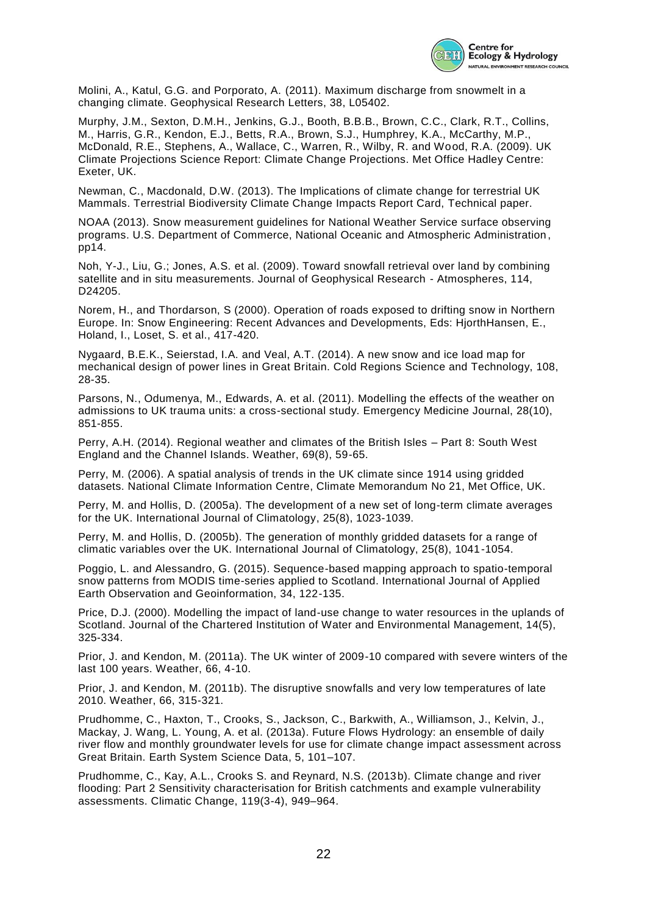Molini, A., Katul, G.G. and Porporato, A. (2011). Maximum discharge from snowmelt in a changing climate. Geophysical Research Letters, 38, L05402.

Murphy, J.M., Sexton, D.M.H., Jenkins, G.J., Booth, B.B.B., Brown, C.C., Clark, R.T., Collins, M., Harris, G.R., Kendon, E.J., Betts, R.A., Brown, S.J., Humphrey, K.A., McCarthy, M.P., McDonald, R.E., Stephens, A., Wallace, C., Warren, R., Wilby, R. and Wood, R.A. (2009). UK Climate Projections Science Report: Climate Change Projections. Met Office Hadley Centre: Exeter, UK.

Newman, C., Macdonald, D.W. (2013). The Implications of climate change for terrestrial UK Mammals. Terrestrial Biodiversity Climate Change Impacts Report Card, Technical paper.

NOAA (2013). Snow measurement guidelines for National Weather Service surface observing programs. U.S. Department of Commerce, National Oceanic and Atmospheric Administration, pp14.

Noh, Y-J., Liu, G.; Jones, A.S. et al. (2009). Toward snowfall retrieval over land by combining satellite and in situ measurements. Journal of Geophysical Research - Atmospheres, 114, D24205.

Norem, H., and Thordarson, S (2000). Operation of roads exposed to drifting snow in Northern Europe. In: Snow Engineering: Recent Advances and Developments, Eds: HjorthHansen, E., Holand, I., Loset, S. et al., 417-420.

Nygaard, B.E.K., Seierstad, I.A. and Veal, A.T. (2014). A new snow and ice load map for mechanical design of power lines in Great Britain. Cold Regions Science and Technology, 108, 28-35.

Parsons, N., Odumenya, M., Edwards, A. et al. (2011). Modelling the effects of the weather on admissions to UK trauma units: a cross-sectional study. Emergency Medicine Journal, 28(10), 851-855.

Perry, A.H. (2014). Regional weather and climates of the British Isles – Part 8: South West England and the Channel Islands. Weather, 69(8), 59-65.

Perry, M. (2006). A spatial analysis of trends in the UK climate since 1914 using gridded datasets. National Climate Information Centre, Climate Memorandum No 21, Met Office, UK.

Perry, M. and Hollis, D. (2005a). The development of a new set of long-term climate averages for the UK. International Journal of Climatology, 25(8), 1023-1039.

Perry, M. and Hollis, D. (2005b). The generation of monthly gridded datasets for a range of climatic variables over the UK. International Journal of Climatology, 25(8), 1041-1054.

Poggio, L. and Alessandro, G. (2015). Sequence-based mapping approach to spatio-temporal snow patterns from MODIS time-series applied to Scotland. International Journal of Applied Earth Observation and Geoinformation, 34, 122-135.

Price, D.J. (2000). Modelling the impact of land-use change to water resources in the uplands of Scotland. Journal of the Chartered Institution of Water and Environmental Management, 14(5), 325-334.

Prior, J. and Kendon, M. (2011a). The UK winter of 2009-10 compared with severe winters of the last 100 years. Weather, 66, 4-10.

Prior, J. and Kendon, M. (2011b). The disruptive snowfalls and very low temperatures of late 2010. Weather, 66, 315-321.

Prudhomme, C., Haxton, T., Crooks, S., Jackson, C., Barkwith, A., Williamson, J., Kelvin, J., Mackay, J. Wang, L. Young, A. et al. (2013a). Future Flows Hydrology: an ensemble of daily river flow and monthly groundwater levels for use for climate change impact assessment across Great Britain. Earth System Science Data, 5, 101–107.

Prudhomme, C., Kay, A.L., Crooks S. and Reynard, N.S. (2013b). Climate change and river flooding: Part 2 Sensitivity characterisation for British catchments and example vulnerability assessments. Climatic Change, 119(3-4), 949–964.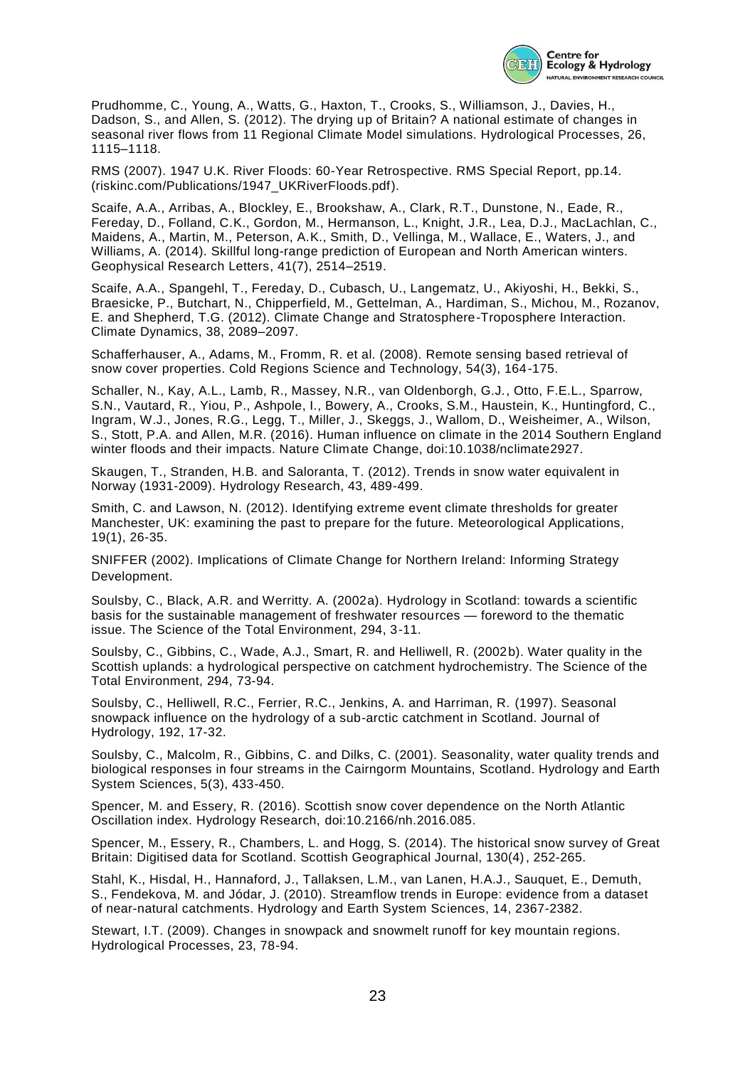Prudhomme, C., Young, A., Watts, G., Haxton, T., Crooks, S., Williamson, J., Davies, H., Dadson, S., and Allen, S. (2012). The drying up of Britain? A national estimate of changes in seasonal river flows from 11 Regional Climate Model simulations. Hydrological Processes, 26, 1115–1118.

RMS (2007). 1947 U.K. River Floods: 60-Year Retrospective. RMS Special Report, pp.14. (riskinc.com/Publications/1947_UKRiverFloods.pdf).

Scaife, A.A., Arribas, A., Blockley, E., Brookshaw, A., Clark, R.T., Dunstone, N., Eade, R., Fereday, D., Folland, C.K., Gordon, M., Hermanson, L., Knight, J.R., Lea, D.J., MacLachlan, C., Maidens, A., Martin, M., Peterson, A.K., Smith, D., Vellinga, M., Wallace, E., Waters, J., and Williams, A. (2014). Skillful long-range prediction of European and North American winters. Geophysical Research Letters, 41(7), 2514–2519.

Scaife, A.A., Spangehl, T., Fereday, D., Cubasch, U., Langematz, U., Akiyoshi, H., Bekki, S., Braesicke, P., Butchart, N., Chipperfield, M., Gettelman, A., Hardiman, S., Michou, M., Rozanov, E. and Shepherd, T.G. (2012). Climate Change and Stratosphere-Troposphere Interaction. Climate Dynamics, 38, 2089–2097.

Schafferhauser, A., Adams, M., Fromm, R. et al. (2008). Remote sensing based retrieval of snow cover properties. Cold Regions Science and Technology, 54(3), 164-175.

Schaller, N., Kay, A.L., Lamb, R., Massey, N.R., van Oldenborgh, G.J., Otto, F.E.L., Sparrow, S.N., Vautard, R., Yiou, P., Ashpole, I., Bowery, A., Crooks, S.M., Haustein, K., Huntingford, C., Ingram, W.J., Jones, R.G., Legg, T., Miller, J., Skeggs, J., Wallom, D., Weisheimer, A., Wilson, S., Stott, P.A. and Allen, M.R. (2016). Human influence on climate in the 2014 Southern England winter floods and their impacts. Nature Climate Change, doi:10.1038/nclimate2927.

Skaugen, T., Stranden, H.B. and Saloranta, T. (2012). Trends in snow water equivalent in Norway (1931-2009). Hydrology Research, 43, 489-499.

Smith, C. and Lawson, N. (2012). Identifying extreme event climate thresholds for greater Manchester, UK: examining the past to prepare for the future. Meteorological Applications, 19(1), 26-35.

SNIFFER (2002). Implications of Climate Change for Northern Ireland: Informing Strategy Development.

Soulsby, C., Black, A.R. and Werritty. A. (2002a). Hydrology in Scotland: towards a scientific basis for the sustainable management of freshwater resources — foreword to the thematic issue. The Science of the Total Environment, 294, 3-11.

Soulsby, C., Gibbins, C., Wade, A.J., Smart, R. and Helliwell, R. (2002b). Water quality in the Scottish uplands: a hydrological perspective on catchment hydrochemistry. The Science of the Total Environment, 294, 73-94.

Soulsby, C., Helliwell, R.C., Ferrier, R.C., Jenkins, A. and Harriman, R. (1997). Seasonal snowpack influence on the hydrology of a sub-arctic catchment in Scotland. Journal of Hydrology, 192, 17-32.

Soulsby, C., Malcolm, R., Gibbins, C. and Dilks, C. (2001). Seasonality, water quality trends and biological responses in four streams in the Cairngorm Mountains, Scotland. Hydrology and Earth System Sciences, 5(3), 433-450.

Spencer, M. and Essery, R. (2016). Scottish snow cover dependence on the North Atlantic Oscillation index. Hydrology Research, doi:10.2166/nh.2016.085.

Spencer, M., Essery, R., Chambers, L. and Hogg, S. (2014). The historical snow survey of Great Britain: Digitised data for Scotland. Scottish Geographical Journal, 130(4), 252-265.

Stahl, K., Hisdal, H., Hannaford, J., Tallaksen, L.M., van Lanen, H.A.J., Sauquet, E., Demuth, S., Fendekova, M. and Jódar, J. (2010). Streamflow trends in Europe: evidence from a dataset of near-natural catchments. Hydrology and Earth System Sciences, 14, 2367-2382.

Stewart, I.T. (2009). Changes in snowpack and snowmelt runoff for key mountain regions. Hydrological Processes, 23, 78-94.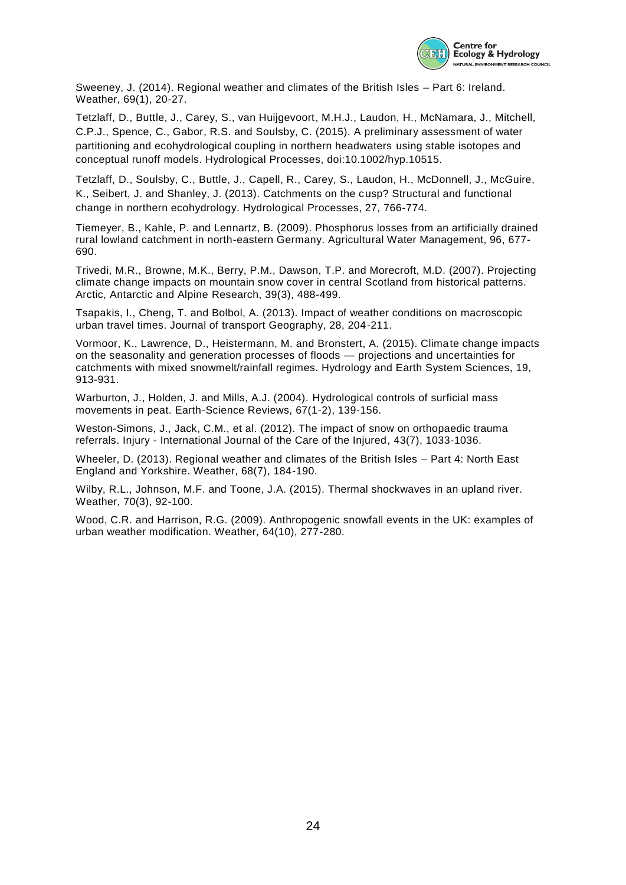Sweeney, J. (2014). Regional weather and climates of the British Isles – Part 6: Ireland. Weather, 69(1), 20-27.

Tetzlaff, D., Buttle, J., Carey, S., van Huijgevoort, M.H.J., Laudon, H., McNamara, J., Mitchell, C.P.J., Spence, C., Gabor, R.S. and Soulsby, C. (2015). A preliminary assessment of water partitioning and ecohydrological coupling in northern headwaters using stable isotopes and conceptual runoff models. Hydrological Processes, doi:10.1002/hyp.10515.

Tetzlaff, D., Soulsby, C., Buttle, J., Capell, R., Carey, S., Laudon, H., McDonnell, J., McGuire, K., Seibert, J. and Shanley, J. (2013). Catchments on the cusp? Structural and functional change in northern ecohydrology. Hydrological Processes, 27, 766-774.

Tiemeyer, B., Kahle, P. and Lennartz, B. (2009). Phosphorus losses from an artificially drained rural lowland catchment in north-eastern Germany. Agricultural Water Management, 96, 677-690.

Trivedi, M.R., Browne, M.K., Berry, P.M., Dawson, T.P. and Morecroft, M.D. (2007). Projecting climate change impacts on mountain snow cover in central Scotland from historical patterns. Arctic, Antarctic and Alpine Research, 39(3), 488-499.

Tsapakis, I., Cheng, T. and Bolbol, A. (2013). Impact of weather conditions on macroscopic urban travel times. Journal of transport Geography, 28, 204-211.

Vormoor, K., Lawrence, D., Heistermann, M. and Bronstert, A. (2015). Climate change impacts on the seasonality and generation processes of floods — projections and uncertainties for catchments with mixed snowmelt/rainfall regimes. Hydrology and Earth System Sciences, 19, 913-931.

Warburton, J., Holden, J. and Mills, A.J. (2004). Hydrological controls of surficial mass movements in peat. Earth-Science Reviews, 67(1-2), 139-156.

Weston-Simons, J., Jack, C.M., et al. (2012). The impact of snow on orthopaedic trauma referrals. Injury - International Journal of the Care of the Injured, 43(7), 1033-1036.

Wheeler, D. (2013). Regional weather and climates of the British Isles – Part 4: North East England and Yorkshire. Weather, 68(7), 184-190.

Wilby, R.L., Johnson, M.F. and Toone, J.A. (2015). Thermal shockwaves in an upland river. Weather, 70(3), 92-100.

Wood, C.R. and Harrison, R.G. (2009). Anthropogenic snowfall events in the UK: examples of urban weather modification. Weather, 64(10), 277-280.